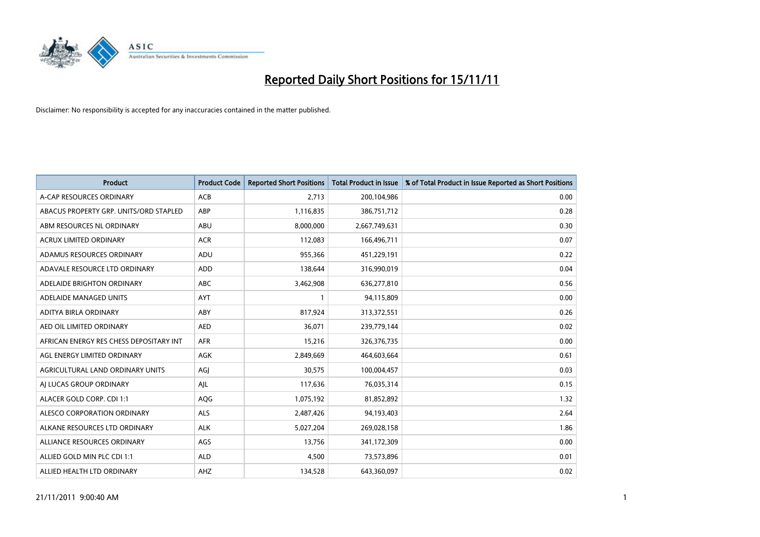# Reported Daily Short Positions for 15/11/11

Disclaimer: No responsibility is accepted for any inaccuracies contained in the matter published.

| Product | Product Code | Reported Short Positions | Total Product in Issue | % of Total Product in Issue Reported as Short Positions |
|---|---|---|---|---|
| A-CAP RESOURCES ORDINARY | ACB | 2,713 | 200,104,986 | 0.00 |
| ABACUS PROPERTY GRP. UNITS/ORD STAPLED | ABP | 1,116,835 | 386,751,712 | 0.28 |
| ABM RESOURCES NL ORDINARY | ABU | 8,000,000 | 2,667,749,631 | 0.30 |
| ACRUX LIMITED ORDINARY | ACR | 112,083 | 166,496,711 | 0.07 |
| ADAMUS RESOURCES ORDINARY | ADU | 955,366 | 451,229,191 | 0.22 |
| ADAVALE RESOURCE LTD ORDINARY | ADD | 138,644 | 316,990,019 | 0.04 |
| ADELAIDE BRIGHTON ORDINARY | ABC | 3,462,908 | 636,277,810 | 0.56 |
| ADELAIDE MANAGED UNITS | AYT | 1 | 94,115,809 | 0.00 |
| ADITYA BIRLA ORDINARY | ABY | 817,924 | 313,372,551 | 0.26 |
| AED OIL LIMITED ORDINARY | AED | 36,071 | 239,779,144 | 0.02 |
| AFRICAN ENERGY RES CHESS DEPOSITARY INT | AFR | 15,216 | 326,376,735 | 0.00 |
| AGL ENERGY LIMITED ORDINARY | AGK | 2,849,669 | 464,603,664 | 0.61 |
| AGRICULTURAL LAND ORDINARY UNITS | AGJ | 30,575 | 100,004,457 | 0.03 |
| AJ LUCAS GROUP ORDINARY | AJL | 117,636 | 76,035,314 | 0.15 |
| ALACER GOLD CORP. CDI 1:1 | AQG | 1,075,192 | 81,852,892 | 1.32 |
| ALESCO CORPORATION ORDINARY | ALS | 2,487,426 | 94,193,403 | 2.64 |
| ALKANE RESOURCES LTD ORDINARY | ALK | 5,027,204 | 269,028,158 | 1.86 |
| ALLIANCE RESOURCES ORDINARY | AGS | 13,756 | 341,172,309 | 0.00 |
| ALLIED GOLD MIN PLC CDI 1:1 | ALD | 4,500 | 73,573,896 | 0.01 |
| ALLIED HEALTH LTD ORDINARY | AHZ | 134,528 | 643,360,097 | 0.02 |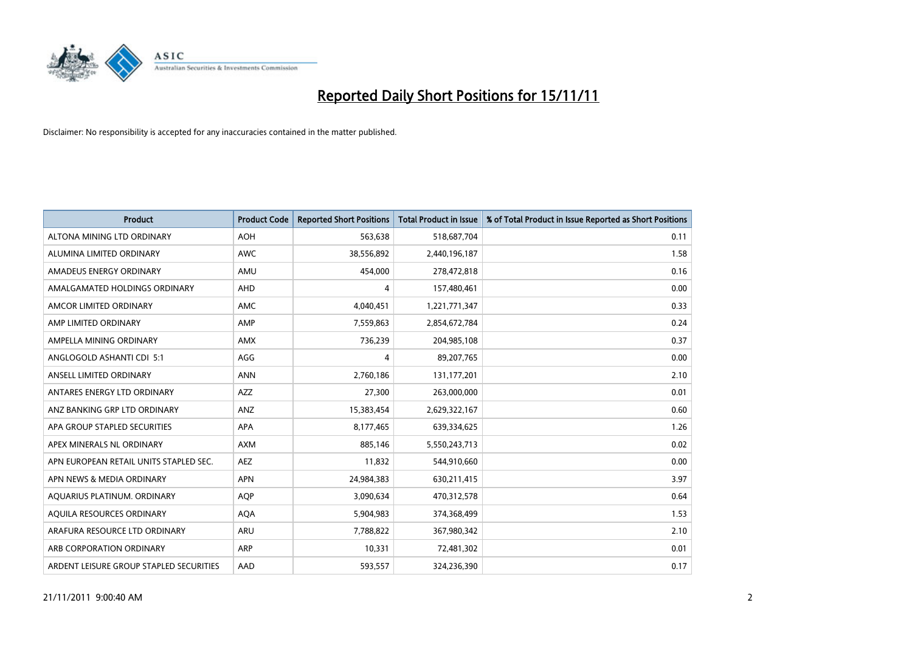# Reported Daily Short Positions for 15/11/11

Disclaimer: No responsibility is accepted for any inaccuracies contained in the matter published.

| Product | Product Code | Reported Short Positions | Total Product in Issue | % of Total Product in Issue Reported as Short Positions |
|---|---|---|---|---|
| ALTONA MINING LTD ORDINARY | AOH | 563,638 | 518,687,704 | 0.11 |
| ALUMINA LIMITED ORDINARY | AWC | 38,556,892 | 2,440,196,187 | 1.58 |
| AMADEUS ENERGY ORDINARY | AMU | 454,000 | 278,472,818 | 0.16 |
| AMALGAMATED HOLDINGS ORDINARY | AHD | 4 | 157,480,461 | 0.00 |
| AMCOR LIMITED ORDINARY | AMC | 4,040,451 | 1,221,771,347 | 0.33 |
| AMP LIMITED ORDINARY | AMP | 7,559,863 | 2,854,672,784 | 0.24 |
| AMPELLA MINING ORDINARY | AMX | 736,239 | 204,985,108 | 0.37 |
| ANGLOGOLD ASHANTI CDI 5:1 | AGG | 4 | 89,207,765 | 0.00 |
| ANSELL LIMITED ORDINARY | ANN | 2,760,186 | 131,177,201 | 2.10 |
| ANTARES ENERGY LTD ORDINARY | AZZ | 27,300 | 263,000,000 | 0.01 |
| ANZ BANKING GRP LTD ORDINARY | ANZ | 15,383,454 | 2,629,322,167 | 0.60 |
| APA GROUP STAPLED SECURITIES | APA | 8,177,465 | 639,334,625 | 1.26 |
| APEX MINERALS NL ORDINARY | AXM | 885,146 | 5,550,243,713 | 0.02 |
| APN EUROPEAN RETAIL UNITS STAPLED SEC. | AEZ | 11,832 | 544,910,660 | 0.00 |
| APN NEWS & MEDIA ORDINARY | APN | 24,984,383 | 630,211,415 | 3.97 |
| AQUARIUS PLATINUM. ORDINARY | AQP | 3,090,634 | 470,312,578 | 0.64 |
| AQUILA RESOURCES ORDINARY | AQA | 5,904,983 | 374,368,499 | 1.53 |
| ARAFURA RESOURCE LTD ORDINARY | ARU | 7,788,822 | 367,980,342 | 2.10 |
| ARB CORPORATION ORDINARY | ARP | 10,331 | 72,481,302 | 0.01 |
| ARDENT LEISURE GROUP STAPLED SECURITIES | AAD | 593,557 | 324,236,390 | 0.17 |

21/11/2011 9:00:40 AM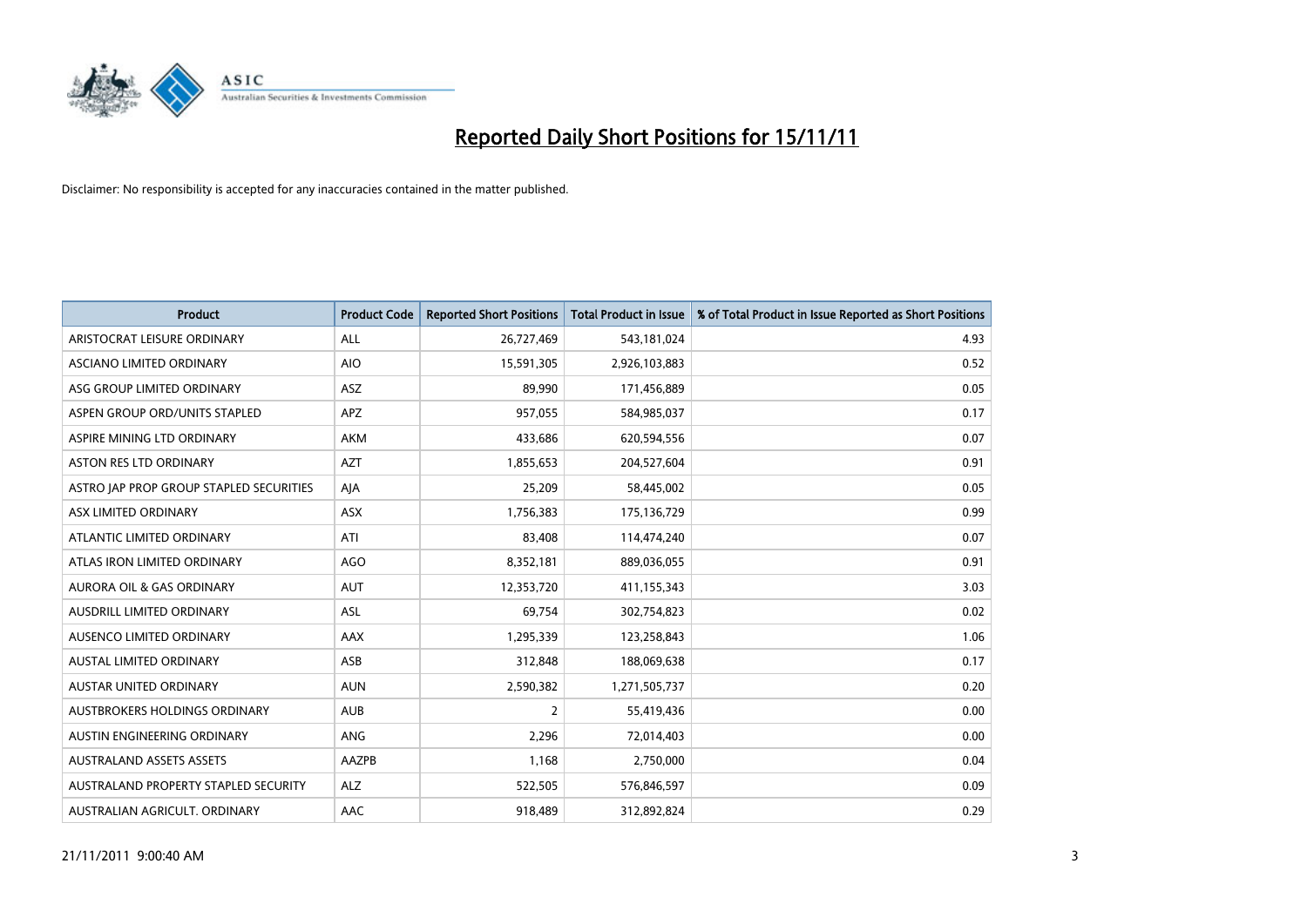# Reported Daily Short Positions for 15/11/11

Disclaimer: No responsibility is accepted for any inaccuracies contained in the matter published.

| Product | Product Code | Reported Short Positions | Total Product in Issue | % of Total Product in Issue Reported as Short Positions |
|---|---|---|---|---|
| ARISTOCRAT LEISURE ORDINARY | ALL | 26,727,469 | 543,181,024 | 4.93 |
| ASCIANO LIMITED ORDINARY | AIO | 15,591,305 | 2,926,103,883 | 0.52 |
| ASG GROUP LIMITED ORDINARY | ASZ | 89,990 | 171,456,889 | 0.05 |
| ASPEN GROUP ORD/UNITS STAPLED | APZ | 957,055 | 584,985,037 | 0.17 |
| ASPIRE MINING LTD ORDINARY | AKM | 433,686 | 620,594,556 | 0.07 |
| ASTON RES LTD ORDINARY | AZT | 1,855,653 | 204,527,604 | 0.91 |
| ASTRO JAP PROP GROUP STAPLED SECURITIES | AJA | 25,209 | 58,445,002 | 0.05 |
| ASX LIMITED ORDINARY | ASX | 1,756,383 | 175,136,729 | 0.99 |
| ATLANTIC LIMITED ORDINARY | ATI | 83,408 | 114,474,240 | 0.07 |
| ATLAS IRON LIMITED ORDINARY | AGO | 8,352,181 | 889,036,055 | 0.91 |
| AURORA OIL & GAS ORDINARY | AUT | 12,353,720 | 411,155,343 | 3.03 |
| AUSDRILL LIMITED ORDINARY | ASL | 69,754 | 302,754,823 | 0.02 |
| AUSENCO LIMITED ORDINARY | AAX | 1,295,339 | 123,258,843 | 1.06 |
| AUSTAL LIMITED ORDINARY | ASB | 312,848 | 188,069,638 | 0.17 |
| AUSTAR UNITED ORDINARY | AUN | 2,590,382 | 1,271,505,737 | 0.20 |
| AUSTBROKERS HOLDINGS ORDINARY | AUB | 2 | 55,419,436 | 0.00 |
| AUSTIN ENGINEERING ORDINARY | ANG | 2,296 | 72,014,403 | 0.00 |
| AUSTRALAND ASSETS ASSETS | AAZPB | 1,168 | 2,750,000 | 0.04 |
| AUSTRALAND PROPERTY STAPLED SECURITY | ALZ | 522,505 | 576,846,597 | 0.09 |
| AUSTRALIAN AGRICULT. ORDINARY | AAC | 918,489 | 312,892,824 | 0.29 |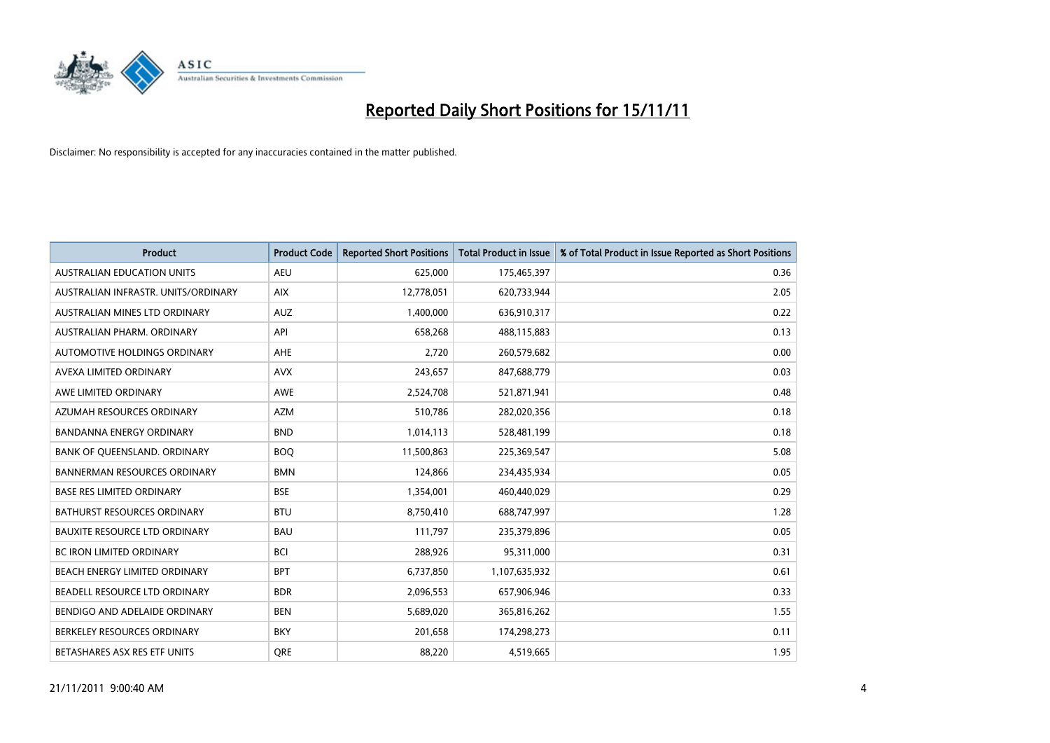# Reported Daily Short Positions for 15/11/11

Disclaimer: No responsibility is accepted for any inaccuracies contained in the matter published.

| Product | Product Code | Reported Short Positions | Total Product in Issue | % of Total Product in Issue Reported as Short Positions |
|---|---|---|---|---|
| AUSTRALIAN EDUCATION UNITS | AEU | 625,000 | 175,465,397 | 0.36 |
| AUSTRALIAN INFRASTR. UNITS/ORDINARY | AIX | 12,778,051 | 620,733,944 | 2.05 |
| AUSTRALIAN MINES LTD ORDINARY | AUZ | 1,400,000 | 636,910,317 | 0.22 |
| AUSTRALIAN PHARM. ORDINARY | API | 658,268 | 488,115,883 | 0.13 |
| AUTOMOTIVE HOLDINGS ORDINARY | AHE | 2,720 | 260,579,682 | 0.00 |
| AVEXA LIMITED ORDINARY | AVX | 243,657 | 847,688,779 | 0.03 |
| AWE LIMITED ORDINARY | AWE | 2,524,708 | 521,871,941 | 0.48 |
| AZUMAH RESOURCES ORDINARY | AZM | 510,786 | 282,020,356 | 0.18 |
| BANDANNA ENERGY ORDINARY | BND | 1,014,113 | 528,481,199 | 0.18 |
| BANK OF QUEENSLAND. ORDINARY | BOQ | 11,500,863 | 225,369,547 | 5.08 |
| BANNERMAN RESOURCES ORDINARY | BMN | 124,866 | 234,435,934 | 0.05 |
| BASE RES LIMITED ORDINARY | BSE | 1,354,001 | 460,440,029 | 0.29 |
| BATHURST RESOURCES ORDINARY | BTU | 8,750,410 | 688,747,997 | 1.28 |
| BAUXITE RESOURCE LTD ORDINARY | BAU | 111,797 | 235,379,896 | 0.05 |
| BC IRON LIMITED ORDINARY | BCI | 288,926 | 95,311,000 | 0.31 |
| BEACH ENERGY LIMITED ORDINARY | BPT | 6,737,850 | 1,107,635,932 | 0.61 |
| BEADELL RESOURCE LTD ORDINARY | BDR | 2,096,553 | 657,906,946 | 0.33 |
| BENDIGO AND ADELAIDE ORDINARY | BEN | 5,689,020 | 365,816,262 | 1.55 |
| BERKELEY RESOURCES ORDINARY | BKY | 201,658 | 174,298,273 | 0.11 |
| BETASHARES ASX RES ETF UNITS | QRE | 88,220 | 4,519,665 | 1.95 |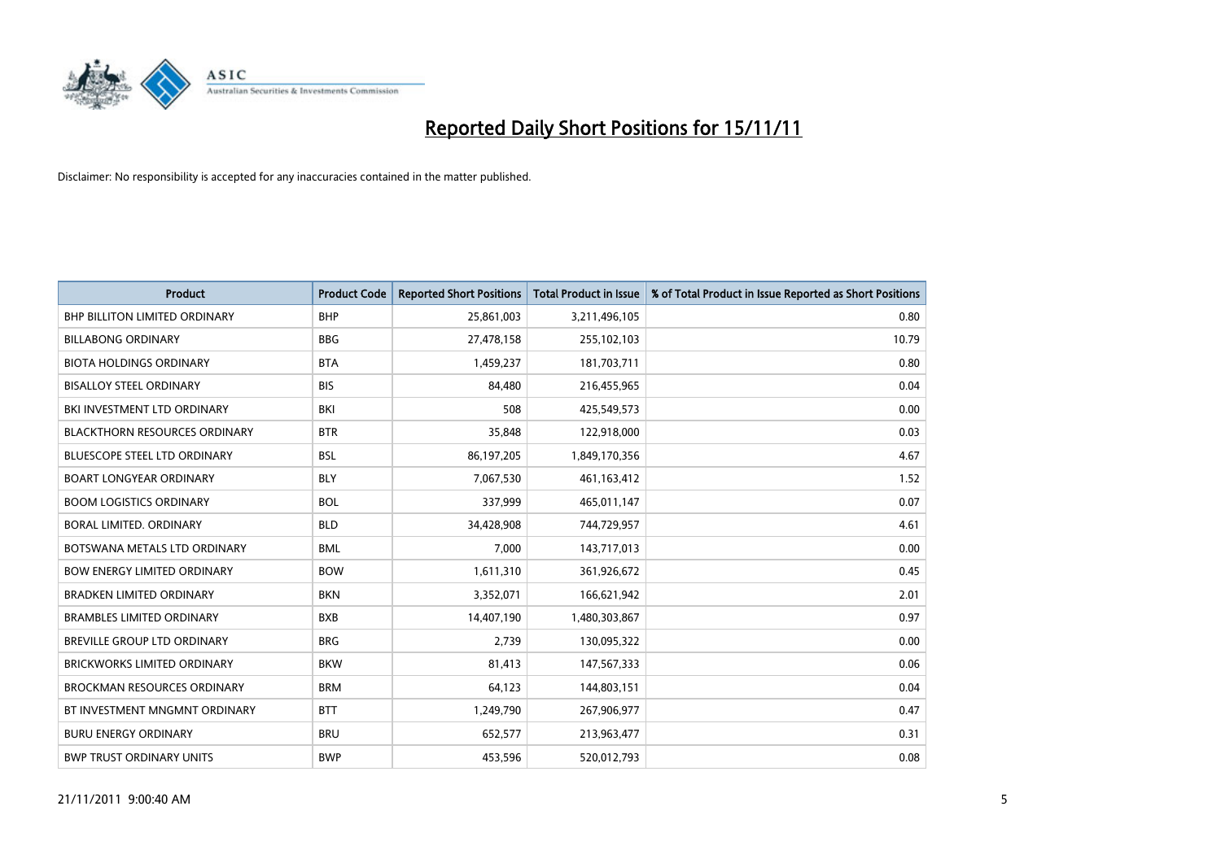# Reported Daily Short Positions for 15/11/11

Disclaimer: No responsibility is accepted for any inaccuracies contained in the matter published.

| Product | Product Code | Reported Short Positions | Total Product in Issue | % of Total Product in Issue Reported as Short Positions |
|---|---|---|---|---|
| BHP BILLITON LIMITED ORDINARY | BHP | 25,861,003 | 3,211,496,105 | 0.80 |
| BILLABONG ORDINARY | BBG | 27,478,158 | 255,102,103 | 10.79 |
| BIOTA HOLDINGS ORDINARY | BTA | 1,459,237 | 181,703,711 | 0.80 |
| BISALLOY STEEL ORDINARY | BIS | 84,480 | 216,455,965 | 0.04 |
| BKI INVESTMENT LTD ORDINARY | BKI | 508 | 425,549,573 | 0.00 |
| BLACKTHORN RESOURCES ORDINARY | BTR | 35,848 | 122,918,000 | 0.03 |
| BLUESCOPE STEEL LTD ORDINARY | BSL | 86,197,205 | 1,849,170,356 | 4.67 |
| BOART LONGYEAR ORDINARY | BLY | 7,067,530 | 461,163,412 | 1.52 |
| BOOM LOGISTICS ORDINARY | BOL | 337,999 | 465,011,147 | 0.07 |
| BORAL LIMITED. ORDINARY | BLD | 34,428,908 | 744,729,957 | 4.61 |
| BOTSWANA METALS LTD ORDINARY | BML | 7,000 | 143,717,013 | 0.00 |
| BOW ENERGY LIMITED ORDINARY | BOW | 1,611,310 | 361,926,672 | 0.45 |
| BRADKEN LIMITED ORDINARY | BKN | 3,352,071 | 166,621,942 | 2.01 |
| BRAMBLES LIMITED ORDINARY | BXB | 14,407,190 | 1,480,303,867 | 0.97 |
| BREVILLE GROUP LTD ORDINARY | BRG | 2,739 | 130,095,322 | 0.00 |
| BRICKWORKS LIMITED ORDINARY | BKW | 81,413 | 147,567,333 | 0.06 |
| BROCKMAN RESOURCES ORDINARY | BRM | 64,123 | 144,803,151 | 0.04 |
| BT INVESTMENT MNGMNT ORDINARY | BTT | 1,249,790 | 267,906,977 | 0.47 |
| BURU ENERGY ORDINARY | BRU | 652,577 | 213,963,477 | 0.31 |
| BWP TRUST ORDINARY UNITS | BWP | 453,596 | 520,012,793 | 0.08 |

21/11/2011 9:00:40 AM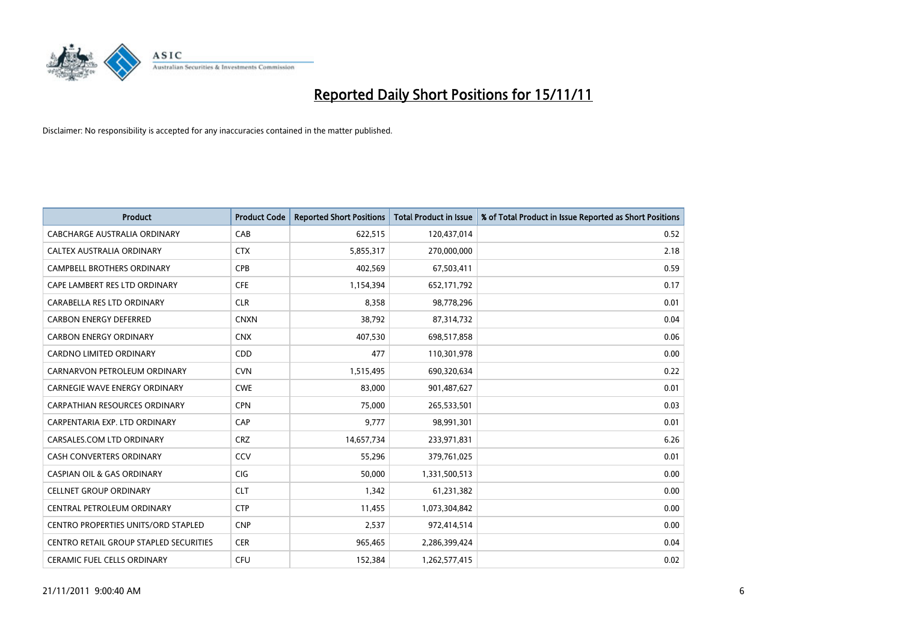# Reported Daily Short Positions for 15/11/11

Disclaimer: No responsibility is accepted for any inaccuracies contained in the matter published.

| Product | Product Code | Reported Short Positions | Total Product in Issue | % of Total Product in Issue Reported as Short Positions |
|---|---|---|---|---|
| CABCHARGE AUSTRALIA ORDINARY | CAB | 622,515 | 120,437,014 | 0.52 |
| CALTEX AUSTRALIA ORDINARY | CTX | 5,855,317 | 270,000,000 | 2.18 |
| CAMPBELL BROTHERS ORDINARY | CPB | 402,569 | 67,503,411 | 0.59 |
| CAPE LAMBERT RES LTD ORDINARY | CFE | 1,154,394 | 652,171,792 | 0.17 |
| CARABELLA RES LTD ORDINARY | CLR | 8,358 | 98,778,296 | 0.01 |
| CARBON ENERGY DEFERRED | CNXN | 38,792 | 87,314,732 | 0.04 |
| CARBON ENERGY ORDINARY | CNX | 407,530 | 698,517,858 | 0.06 |
| CARDNO LIMITED ORDINARY | CDD | 477 | 110,301,978 | 0.00 |
| CARNARVON PETROLEUM ORDINARY | CVN | 1,515,495 | 690,320,634 | 0.22 |
| CARNEGIE WAVE ENERGY ORDINARY | CWE | 83,000 | 901,487,627 | 0.01 |
| CARPATHIAN RESOURCES ORDINARY | CPN | 75,000 | 265,533,501 | 0.03 |
| CARPENTARIA EXP. LTD ORDINARY | CAP | 9,777 | 98,991,301 | 0.01 |
| CARSALES.COM LTD ORDINARY | CRZ | 14,657,734 | 233,971,831 | 6.26 |
| CASH CONVERTERS ORDINARY | CCV | 55,296 | 379,761,025 | 0.01 |
| CASPIAN OIL & GAS ORDINARY | CIG | 50,000 | 1,331,500,513 | 0.00 |
| CELLNET GROUP ORDINARY | CLT | 1,342 | 61,231,382 | 0.00 |
| CENTRAL PETROLEUM ORDINARY | CTP | 11,455 | 1,073,304,842 | 0.00 |
| CENTRO PROPERTIES UNITS/ORD STAPLED | CNP | 2,537 | 972,414,514 | 0.00 |
| CENTRO RETAIL GROUP STAPLED SECURITIES | CER | 965,465 | 2,286,399,424 | 0.04 |
| CERAMIC FUEL CELLS ORDINARY | CFU | 152,384 | 1,262,577,415 | 0.02 |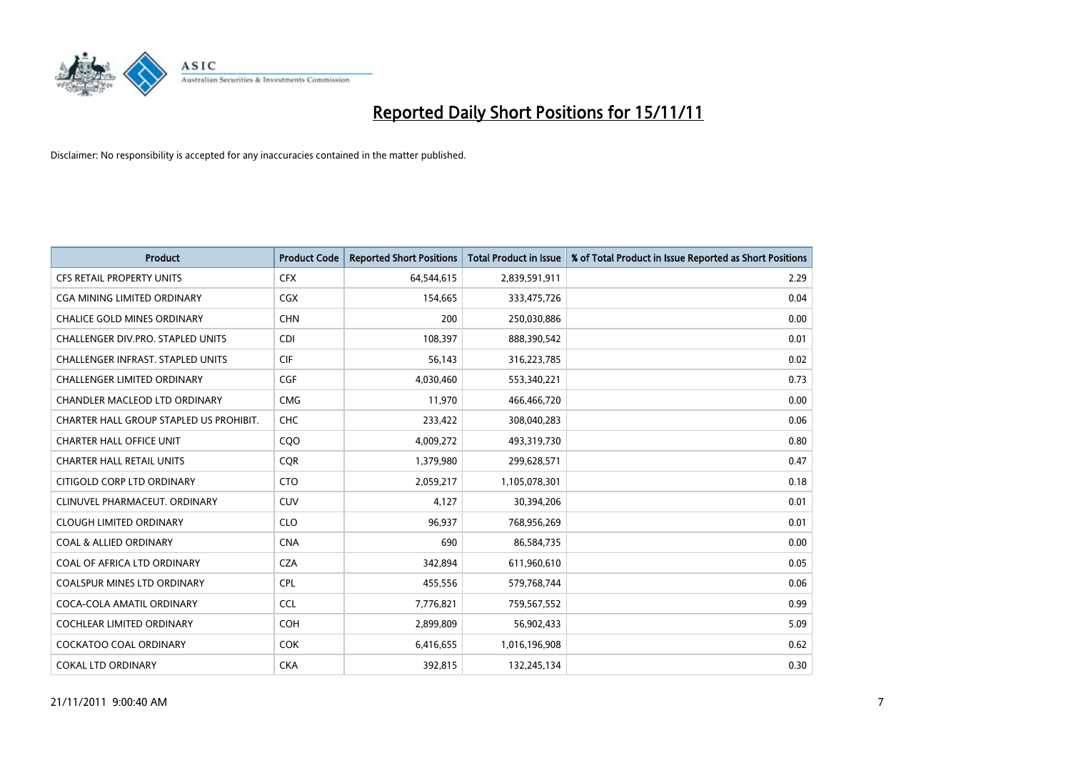# Reported Daily Short Positions for 15/11/11

Disclaimer: No responsibility is accepted for any inaccuracies contained in the matter published.

| Product | Product Code | Reported Short Positions | Total Product in Issue | % of Total Product in Issue Reported as Short Positions |
|---|---|---|---|---|
| CFS RETAIL PROPERTY UNITS | CFX | 64,544,615 | 2,839,591,911 | 2.29 |
| CGA MINING LIMITED ORDINARY | CGX | 154,665 | 333,475,726 | 0.04 |
| CHALICE GOLD MINES ORDINARY | CHN | 200 | 250,030,886 | 0.00 |
| CHALLENGER DIV.PRO. STAPLED UNITS | CDI | 108,397 | 888,390,542 | 0.01 |
| CHALLENGER INFRAST. STAPLED UNITS | CIF | 56,143 | 316,223,785 | 0.02 |
| CHALLENGER LIMITED ORDINARY | CGF | 4,030,460 | 553,340,221 | 0.73 |
| CHANDLER MACLEOD LTD ORDINARY | CMG | 11,970 | 466,466,720 | 0.00 |
| CHARTER HALL GROUP STAPLED US PROHIBIT. | CHC | 233,422 | 308,040,283 | 0.06 |
| CHARTER HALL OFFICE UNIT | CQO | 4,009,272 | 493,319,730 | 0.80 |
| CHARTER HALL RETAIL UNITS | CQR | 1,379,980 | 299,628,571 | 0.47 |
| CITIGOLD CORP LTD ORDINARY | CTO | 2,059,217 | 1,105,078,301 | 0.18 |
| CLINUVEL PHARMACEUT. ORDINARY | CUV | 4,127 | 30,394,206 | 0.01 |
| CLOUGH LIMITED ORDINARY | CLO | 96,937 | 768,956,269 | 0.01 |
| COAL & ALLIED ORDINARY | CNA | 690 | 86,584,735 | 0.00 |
| COAL OF AFRICA LTD ORDINARY | CZA | 342,894 | 611,960,610 | 0.05 |
| COALSPUR MINES LTD ORDINARY | CPL | 455,556 | 579,768,744 | 0.06 |
| COCA-COLA AMATIL ORDINARY | CCL | 7,776,821 | 759,567,552 | 0.99 |
| COCHLEAR LIMITED ORDINARY | COH | 2,899,809 | 56,902,433 | 5.09 |
| COCKATOO COAL ORDINARY | COK | 6,416,655 | 1,016,196,908 | 0.62 |
| COKAL LTD ORDINARY | CKA | 392,815 | 132,245,134 | 0.30 |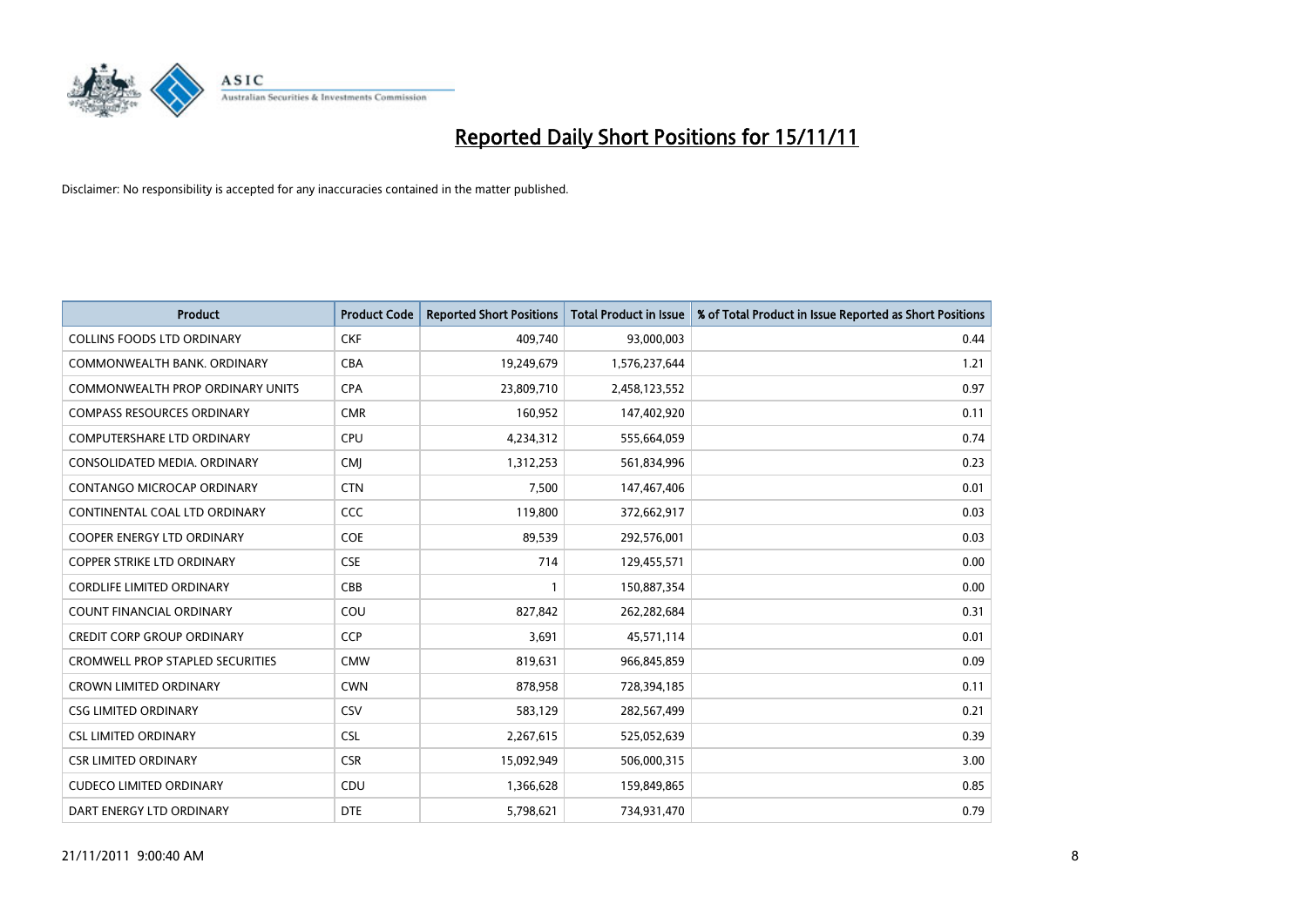# Reported Daily Short Positions for 15/11/11

Disclaimer: No responsibility is accepted for any inaccuracies contained in the matter published.

| Product | Product Code | Reported Short Positions | Total Product in Issue | % of Total Product in Issue Reported as Short Positions |
|---|---|---|---|---|
| COLLINS FOODS LTD ORDINARY | CKF | 409,740 | 93,000,003 | 0.44 |
| COMMONWEALTH BANK. ORDINARY | CBA | 19,249,679 | 1,576,237,644 | 1.21 |
| COMMONWEALTH PROP ORDINARY UNITS | CPA | 23,809,710 | 2,458,123,552 | 0.97 |
| COMPASS RESOURCES ORDINARY | CMR | 160,952 | 147,402,920 | 0.11 |
| COMPUTERSHARE LTD ORDINARY | CPU | 4,234,312 | 555,664,059 | 0.74 |
| CONSOLIDATED MEDIA. ORDINARY | CMJ | 1,312,253 | 561,834,996 | 0.23 |
| CONTANGO MICROCAP ORDINARY | CTN | 7,500 | 147,467,406 | 0.01 |
| CONTINENTAL COAL LTD ORDINARY | CCC | 119,800 | 372,662,917 | 0.03 |
| COOPER ENERGY LTD ORDINARY | COE | 89,539 | 292,576,001 | 0.03 |
| COPPER STRIKE LTD ORDINARY | CSE | 714 | 129,455,571 | 0.00 |
| CORDLIFE LIMITED ORDINARY | CBB | 1 | 150,887,354 | 0.00 |
| COUNT FINANCIAL ORDINARY | COU | 827,842 | 262,282,684 | 0.31 |
| CREDIT CORP GROUP ORDINARY | CCP | 3,691 | 45,571,114 | 0.01 |
| CROMWELL PROP STAPLED SECURITIES | CMW | 819,631 | 966,845,859 | 0.09 |
| CROWN LIMITED ORDINARY | CWN | 878,958 | 728,394,185 | 0.11 |
| CSG LIMITED ORDINARY | CSV | 583,129 | 282,567,499 | 0.21 |
| CSL LIMITED ORDINARY | CSL | 2,267,615 | 525,052,639 | 0.39 |
| CSR LIMITED ORDINARY | CSR | 15,092,949 | 506,000,315 | 3.00 |
| CUDECO LIMITED ORDINARY | CDU | 1,366,628 | 159,849,865 | 0.85 |
| DART ENERGY LTD ORDINARY | DTE | 5,798,621 | 734,931,470 | 0.79 |

21/11/2011 9:00:40 AM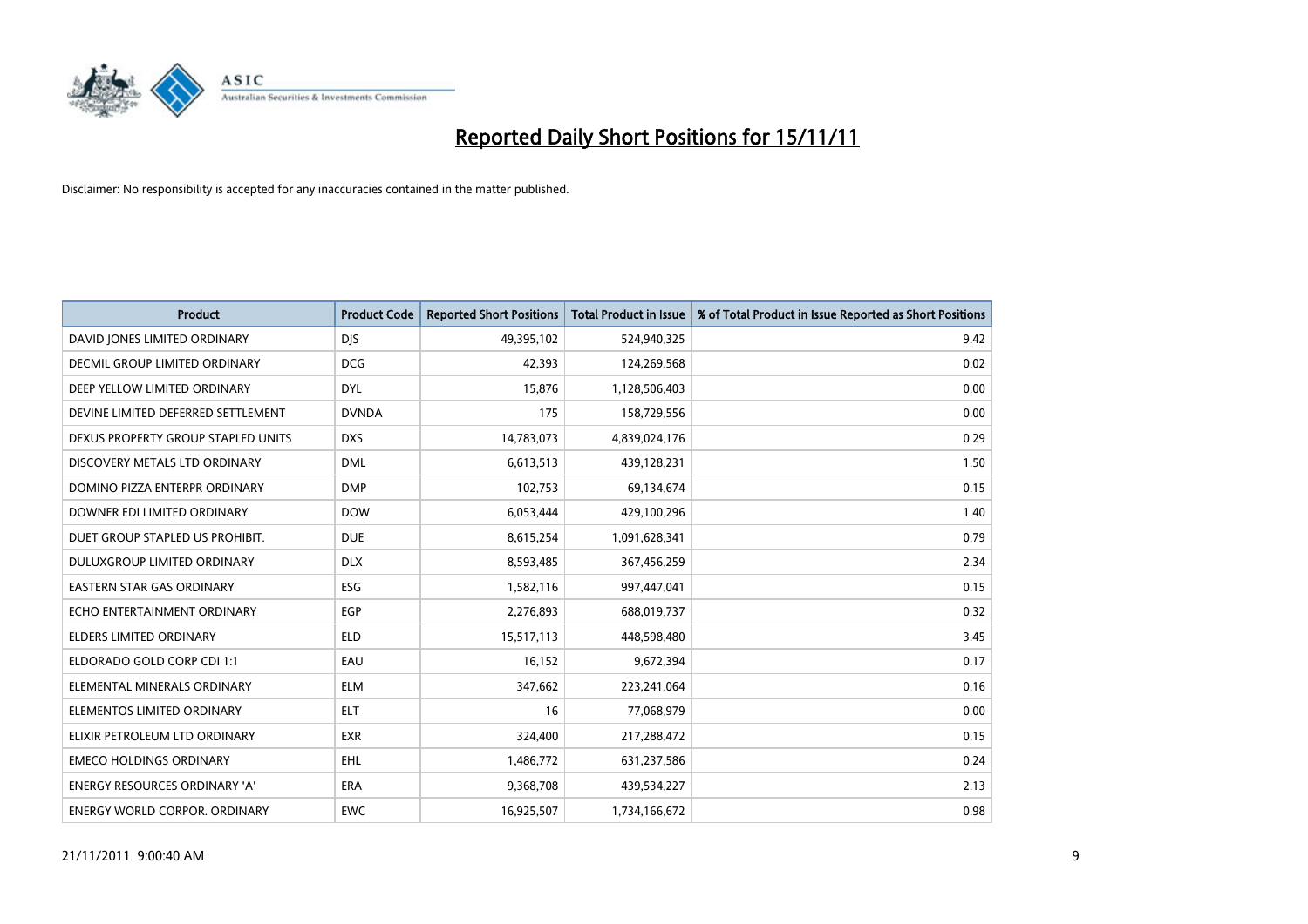# Reported Daily Short Positions for 15/11/11

Disclaimer: No responsibility is accepted for any inaccuracies contained in the matter published.

| Product | Product Code | Reported Short Positions | Total Product in Issue | % of Total Product in Issue Reported as Short Positions |
|---|---|---|---|---|
| DAVID JONES LIMITED ORDINARY | DJS | 49,395,102 | 524,940,325 | 9.42 |
| DECMIL GROUP LIMITED ORDINARY | DCG | 42,393 | 124,269,568 | 0.02 |
| DEEP YELLOW LIMITED ORDINARY | DYL | 15,876 | 1,128,506,403 | 0.00 |
| DEVINE LIMITED DEFERRED SETTLEMENT | DVNDA | 175 | 158,729,556 | 0.00 |
| DEXUS PROPERTY GROUP STAPLED UNITS | DXS | 14,783,073 | 4,839,024,176 | 0.29 |
| DISCOVERY METALS LTD ORDINARY | DML | 6,613,513 | 439,128,231 | 1.50 |
| DOMINO PIZZA ENTERPR ORDINARY | DMP | 102,753 | 69,134,674 | 0.15 |
| DOWNER EDI LIMITED ORDINARY | DOW | 6,053,444 | 429,100,296 | 1.40 |
| DUET GROUP STAPLED US PROHIBIT. | DUE | 8,615,254 | 1,091,628,341 | 0.79 |
| DULUXGROUP LIMITED ORDINARY | DLX | 8,593,485 | 367,456,259 | 2.34 |
| EASTERN STAR GAS ORDINARY | ESG | 1,582,116 | 997,447,041 | 0.15 |
| ECHO ENTERTAINMENT ORDINARY | EGP | 2,276,893 | 688,019,737 | 0.32 |
| ELDERS LIMITED ORDINARY | ELD | 15,517,113 | 448,598,480 | 3.45 |
| ELDORADO GOLD CORP CDI 1:1 | EAU | 16,152 | 9,672,394 | 0.17 |
| ELEMENTAL MINERALS ORDINARY | ELM | 347,662 | 223,241,064 | 0.16 |
| ELEMENTOS LIMITED ORDINARY | ELT | 16 | 77,068,979 | 0.00 |
| ELIXIR PETROLEUM LTD ORDINARY | EXR | 324,400 | 217,288,472 | 0.15 |
| EMECO HOLDINGS ORDINARY | EHL | 1,486,772 | 631,237,586 | 0.24 |
| ENERGY RESOURCES ORDINARY 'A' | ERA | 9,368,708 | 439,534,227 | 2.13 |
| ENERGY WORLD CORPOR. ORDINARY | EWC | 16,925,507 | 1,734,166,672 | 0.98 |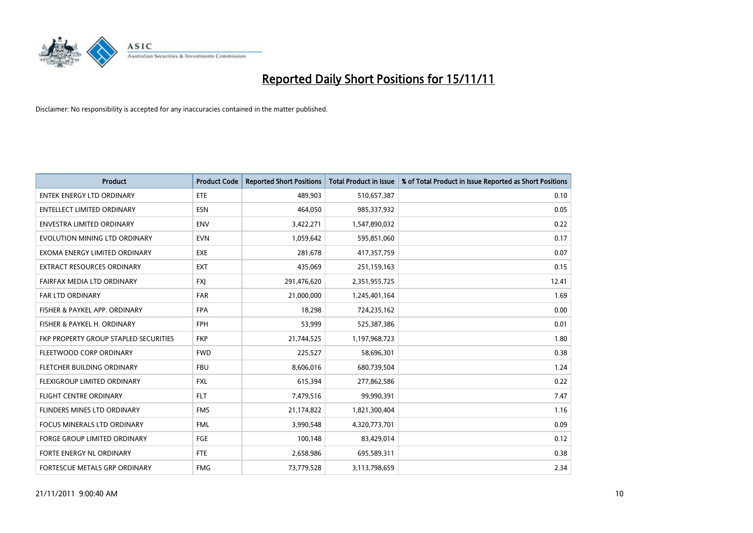# Reported Daily Short Positions for 15/11/11

Disclaimer: No responsibility is accepted for any inaccuracies contained in the matter published.

| Product | Product Code | Reported Short Positions | Total Product in Issue | % of Total Product in Issue Reported as Short Positions |
| --- | --- | --- | --- | --- |
| ENTEK ENERGY LTD ORDINARY | ETE | 489,903 | 510,657,387 | 0.10 |
| ENTELLECT LIMITED ORDINARY | ESN | 464,050 | 985,337,932 | 0.05 |
| ENVESTRA LIMITED ORDINARY | ENV | 3,422,271 | 1,547,890,032 | 0.22 |
| EVOLUTION MINING LTD ORDINARY | EVN | 1,059,642 | 595,851,060 | 0.17 |
| EXOMA ENERGY LIMITED ORDINARY | EXE | 281,678 | 417,357,759 | 0.07 |
| EXTRACT RESOURCES ORDINARY | EXT | 435,069 | 251,159,163 | 0.15 |
| FAIRFAX MEDIA LTD ORDINARY | FXJ | 291,476,620 | 2,351,955,725 | 12.41 |
| FAR LTD ORDINARY | FAR | 21,000,000 | 1,245,401,164 | 1.69 |
| FISHER & PAYKEL APP. ORDINARY | FPA | 18,298 | 724,235,162 | 0.00 |
| FISHER & PAYKEL H. ORDINARY | FPH | 53,999 | 525,387,386 | 0.01 |
| FKP PROPERTY GROUP STAPLED SECURITIES | FKP | 21,744,525 | 1,197,968,723 | 1.80 |
| FLEETWOOD CORP ORDINARY | FWD | 225,527 | 58,696,301 | 0.38 |
| FLETCHER BUILDING ORDINARY | FBU | 8,606,016 | 680,739,504 | 1.24 |
| FLEXIGROUP LIMITED ORDINARY | FXL | 615,394 | 277,862,586 | 0.22 |
| FLIGHT CENTRE ORDINARY | FLT | 7,479,516 | 99,990,391 | 7.47 |
| FLINDERS MINES LTD ORDINARY | FMS | 21,174,822 | 1,821,300,404 | 1.16 |
| FOCUS MINERALS LTD ORDINARY | FML | 3,990,548 | 4,320,773,701 | 0.09 |
| FORGE GROUP LIMITED ORDINARY | FGE | 100,148 | 83,429,014 | 0.12 |
| FORTE ENERGY NL ORDINARY | FTE | 2,658,986 | 695,589,311 | 0.38 |
| FORTESCUE METALS GRP ORDINARY | FMG | 73,779,528 | 3,113,798,659 | 2.34 |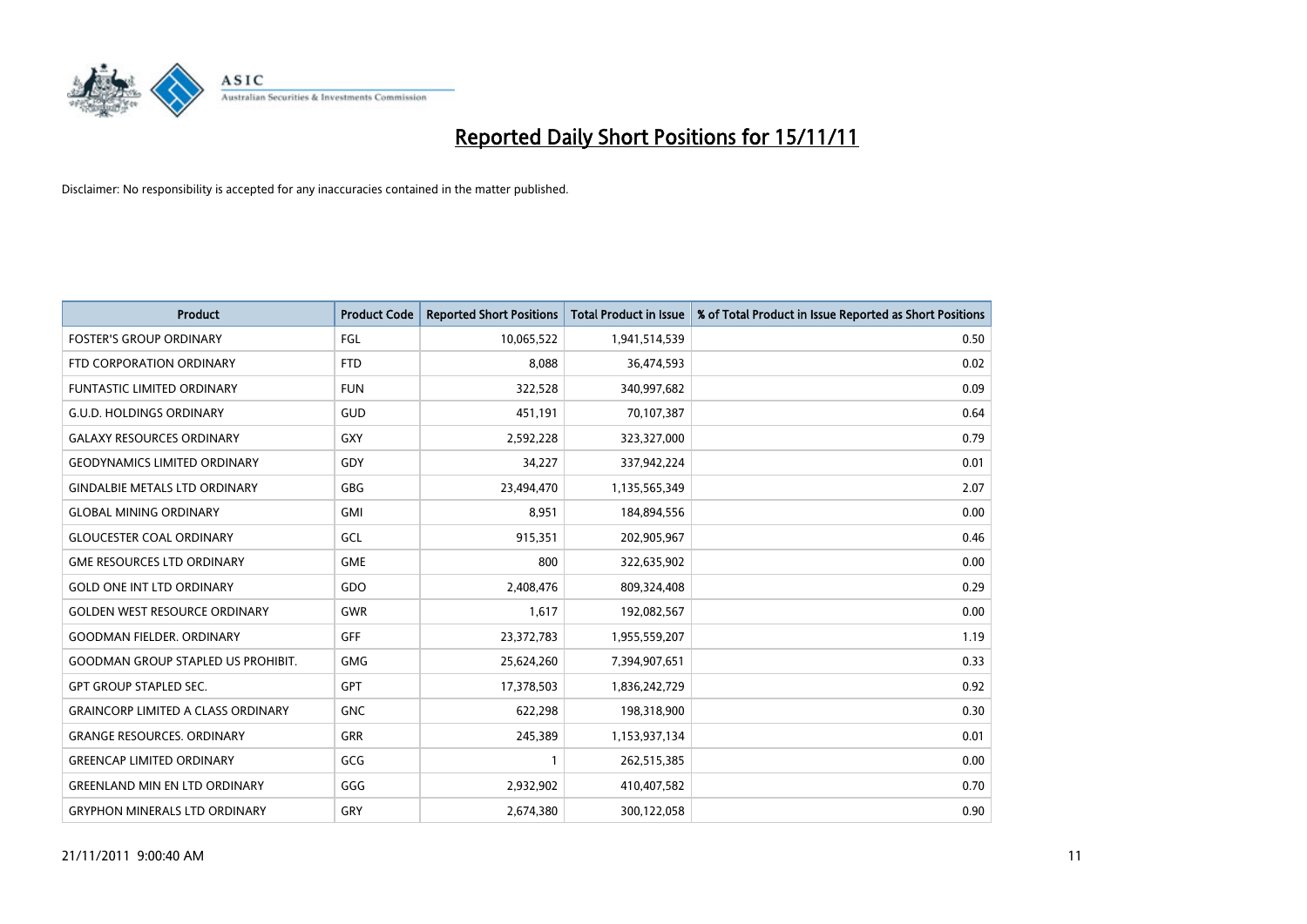# Reported Daily Short Positions for 15/11/11

Disclaimer: No responsibility is accepted for any inaccuracies contained in the matter published.

| Product | Product Code | Reported Short Positions | Total Product in Issue | % of Total Product in Issue Reported as Short Positions |
|---|---|---|---|---|
| FOSTER'S GROUP ORDINARY | FGL | 10,065,522 | 1,941,514,539 | 0.50 |
| FTD CORPORATION ORDINARY | FTD | 8,088 | 36,474,593 | 0.02 |
| FUNTASTIC LIMITED ORDINARY | FUN | 322,528 | 340,997,682 | 0.09 |
| G.U.D. HOLDINGS ORDINARY | GUD | 451,191 | 70,107,387 | 0.64 |
| GALAXY RESOURCES ORDINARY | GXY | 2,592,228 | 323,327,000 | 0.79 |
| GEODYNAMICS LIMITED ORDINARY | GDY | 34,227 | 337,942,224 | 0.01 |
| GINDALBIE METALS LTD ORDINARY | GBG | 23,494,470 | 1,135,565,349 | 2.07 |
| GLOBAL MINING ORDINARY | GMI | 8,951 | 184,894,556 | 0.00 |
| GLOUCESTER COAL ORDINARY | GCL | 915,351 | 202,905,967 | 0.46 |
| GME RESOURCES LTD ORDINARY | GME | 800 | 322,635,902 | 0.00 |
| GOLD ONE INT LTD ORDINARY | GDO | 2,408,476 | 809,324,408 | 0.29 |
| GOLDEN WEST RESOURCE ORDINARY | GWR | 1,617 | 192,082,567 | 0.00 |
| GOODMAN FIELDER. ORDINARY | GFF | 23,372,783 | 1,955,559,207 | 1.19 |
| GOODMAN GROUP STAPLED US PROHIBIT. | GMG | 25,624,260 | 7,394,907,651 | 0.33 |
| GPT GROUP STAPLED SEC. | GPT | 17,378,503 | 1,836,242,729 | 0.92 |
| GRAINCORP LIMITED A CLASS ORDINARY | GNC | 622,298 | 198,318,900 | 0.30 |
| GRANGE RESOURCES. ORDINARY | GRR | 245,389 | 1,153,937,134 | 0.01 |
| GREENCAP LIMITED ORDINARY | GCG | 1 | 262,515,385 | 0.00 |
| GREENLAND MIN EN LTD ORDINARY | GGG | 2,932,902 | 410,407,582 | 0.70 |
| GRYPHON MINERALS LTD ORDINARY | GRY | 2,674,380 | 300,122,058 | 0.90 |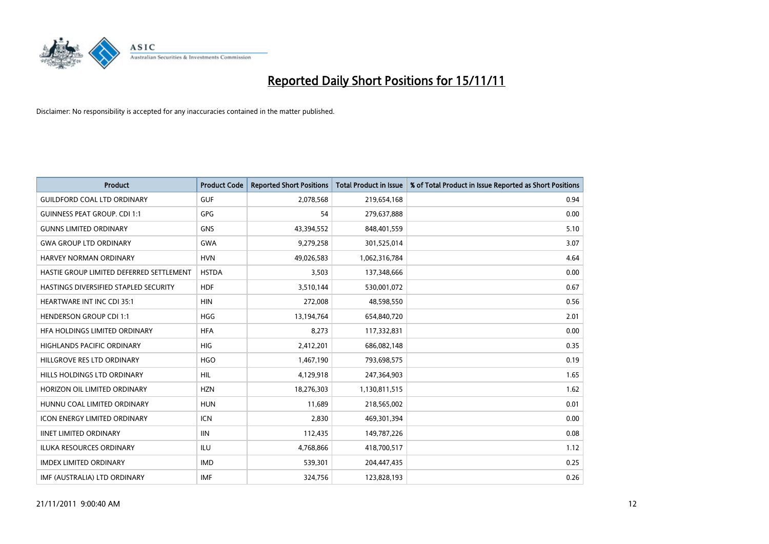# Reported Daily Short Positions for 15/11/11

Disclaimer: No responsibility is accepted for any inaccuracies contained in the matter published.

| Product | Product Code | Reported Short Positions | Total Product in Issue | % of Total Product in Issue Reported as Short Positions |
|---|---|---|---|---|
| GUILDFORD COAL LTD ORDINARY | GUF | 2,078,568 | 219,654,168 | 0.94 |
| GUINNESS PEAT GROUP. CDI 1:1 | GPG | 54 | 279,637,888 | 0.00 |
| GUNNS LIMITED ORDINARY | GNS | 43,394,552 | 848,401,559 | 5.10 |
| GWA GROUP LTD ORDINARY | GWA | 9,279,258 | 301,525,014 | 3.07 |
| HARVEY NORMAN ORDINARY | HVN | 49,026,583 | 1,062,316,784 | 4.64 |
| HASTIE GROUP LIMITED DEFERRED SETTLEMENT | HSTDA | 3,503 | 137,348,666 | 0.00 |
| HASTINGS DIVERSIFIED STAPLED SECURITY | HDF | 3,510,144 | 530,001,072 | 0.67 |
| HEARTWARE INT INC CDI 35:1 | HIN | 272,008 | 48,598,550 | 0.56 |
| HENDERSON GROUP CDI 1:1 | HGG | 13,194,764 | 654,840,720 | 2.01 |
| HFA HOLDINGS LIMITED ORDINARY | HFA | 8,273 | 117,332,831 | 0.00 |
| HIGHLANDS PACIFIC ORDINARY | HIG | 2,412,201 | 686,082,148 | 0.35 |
| HILLGROVE RES LTD ORDINARY | HGO | 1,467,190 | 793,698,575 | 0.19 |
| HILLS HOLDINGS LTD ORDINARY | HIL | 4,129,918 | 247,364,903 | 1.65 |
| HORIZON OIL LIMITED ORDINARY | HZN | 18,276,303 | 1,130,811,515 | 1.62 |
| HUNNU COAL LIMITED ORDINARY | HUN | 11,689 | 218,565,002 | 0.01 |
| ICON ENERGY LIMITED ORDINARY | ICN | 2,830 | 469,301,394 | 0.00 |
| IINET LIMITED ORDINARY | IIN | 112,435 | 149,787,226 | 0.08 |
| ILUKA RESOURCES ORDINARY | ILU | 4,768,866 | 418,700,517 | 1.12 |
| IMDEX LIMITED ORDINARY | IMD | 539,301 | 204,447,435 | 0.25 |
| IMF (AUSTRALIA) LTD ORDINARY | IMF | 324,756 | 123,828,193 | 0.26 |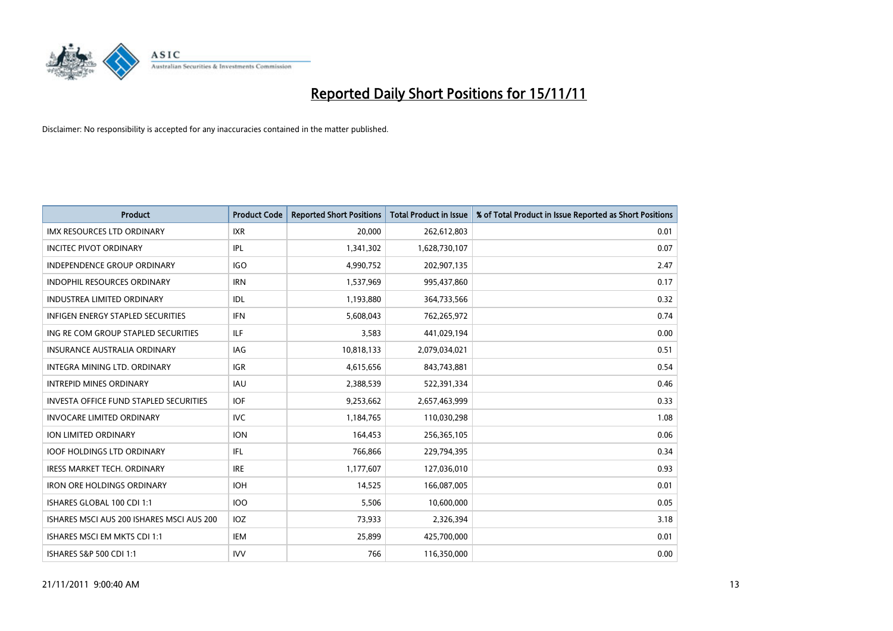# Reported Daily Short Positions for 15/11/11

Disclaimer: No responsibility is accepted for any inaccuracies contained in the matter published.

| Product | Product Code | Reported Short Positions | Total Product in Issue | % of Total Product in Issue Reported as Short Positions |
|---|---|---|---|---|
| IMX RESOURCES LTD ORDINARY | IXR | 20,000 | 262,612,803 | 0.01 |
| INCITEC PIVOT ORDINARY | IPL | 1,341,302 | 1,628,730,107 | 0.07 |
| INDEPENDENCE GROUP ORDINARY | IGO | 4,990,752 | 202,907,135 | 2.47 |
| INDOPHIL RESOURCES ORDINARY | IRN | 1,537,969 | 995,437,860 | 0.17 |
| INDUSTREA LIMITED ORDINARY | IDL | 1,193,880 | 364,733,566 | 0.32 |
| INFIGEN ENERGY STAPLED SECURITIES | IFN | 5,608,043 | 762,265,972 | 0.74 |
| ING RE COM GROUP STAPLED SECURITIES | ILF | 3,583 | 441,029,194 | 0.00 |
| INSURANCE AUSTRALIA ORDINARY | IAG | 10,818,133 | 2,079,034,021 | 0.51 |
| INTEGRA MINING LTD. ORDINARY | IGR | 4,615,656 | 843,743,881 | 0.54 |
| INTREPID MINES ORDINARY | IAU | 2,388,539 | 522,391,334 | 0.46 |
| INVESTA OFFICE FUND STAPLED SECURITIES | IOF | 9,253,662 | 2,657,463,999 | 0.33 |
| INVOCARE LIMITED ORDINARY | IVC | 1,184,765 | 110,030,298 | 1.08 |
| ION LIMITED ORDINARY | ION | 164,453 | 256,365,105 | 0.06 |
| IOOF HOLDINGS LTD ORDINARY | IFL | 766,866 | 229,794,395 | 0.34 |
| IRESS MARKET TECH. ORDINARY | IRE | 1,177,607 | 127,036,010 | 0.93 |
| IRON ORE HOLDINGS ORDINARY | IOH | 14,525 | 166,087,005 | 0.01 |
| ISHARES GLOBAL 100 CDI 1:1 | IOO | 5,506 | 10,600,000 | 0.05 |
| ISHARES MSCI AUS 200 ISHARES MSCI AUS 200 | IOZ | 73,933 | 2,326,394 | 3.18 |
| ISHARES MSCI EM MKTS CDI 1:1 | IEM | 25,899 | 425,700,000 | 0.01 |
| ISHARES S&P 500 CDI 1:1 | IVV | 766 | 116,350,000 | 0.00 |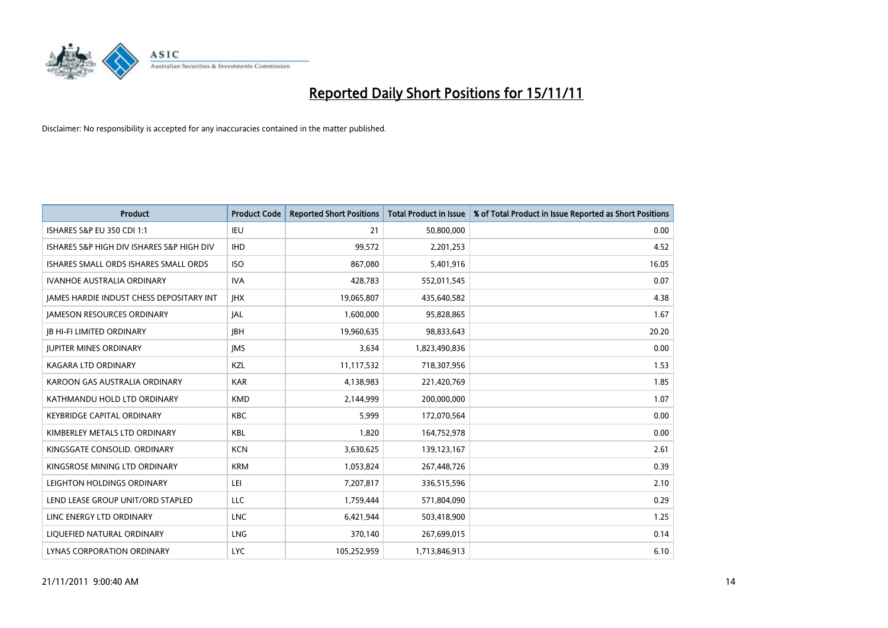# Reported Daily Short Positions for 15/11/11

Disclaimer: No responsibility is accepted for any inaccuracies contained in the matter published.

| Product | Product Code | Reported Short Positions | Total Product in Issue | % of Total Product in Issue Reported as Short Positions |
|---|---|---|---|---|
| ISHARES S&P EU 350 CDI 1:1 | IEU | 21 | 50,800,000 | 0.00 |
| ISHARES S&P HIGH DIV ISHARES S&P HIGH DIV | IHD | 99,572 | 2,201,253 | 4.52 |
| ISHARES SMALL ORDS ISHARES SMALL ORDS | ISO | 867,080 | 5,401,916 | 16.05 |
| IVANHOE AUSTRALIA ORDINARY | IVA | 428,783 | 552,011,545 | 0.07 |
| JAMES HARDIE INDUST CHESS DEPOSITARY INT | JHX | 19,065,807 | 435,640,582 | 4.38 |
| JAMESON RESOURCES ORDINARY | JAL | 1,600,000 | 95,828,865 | 1.67 |
| JB HI-FI LIMITED ORDINARY | JBH | 19,960,635 | 98,833,643 | 20.20 |
| JUPITER MINES ORDINARY | JMS | 3,634 | 1,823,490,836 | 0.00 |
| KAGARA LTD ORDINARY | KZL | 11,117,532 | 718,307,956 | 1.53 |
| KAROON GAS AUSTRALIA ORDINARY | KAR | 4,138,983 | 221,420,769 | 1.85 |
| KATHMANDU HOLD LTD ORDINARY | KMD | 2,144,999 | 200,000,000 | 1.07 |
| KEYBRIDGE CAPITAL ORDINARY | KBC | 5,999 | 172,070,564 | 0.00 |
| KIMBERLEY METALS LTD ORDINARY | KBL | 1,820 | 164,752,978 | 0.00 |
| KINGSGATE CONSOLID. ORDINARY | KCN | 3,630,625 | 139,123,167 | 2.61 |
| KINGSROSE MINING LTD ORDINARY | KRM | 1,053,824 | 267,448,726 | 0.39 |
| LEIGHTON HOLDINGS ORDINARY | LEI | 7,207,817 | 336,515,596 | 2.10 |
| LEND LEASE GROUP UNIT/ORD STAPLED | LLC | 1,759,444 | 571,804,090 | 0.29 |
| LINC ENERGY LTD ORDINARY | LNC | 6,421,944 | 503,418,900 | 1.25 |
| LIQUEFIED NATURAL ORDINARY | LNG | 370,140 | 267,699,015 | 0.14 |
| LYNAS CORPORATION ORDINARY | LYC | 105,252,959 | 1,713,846,913 | 6.10 |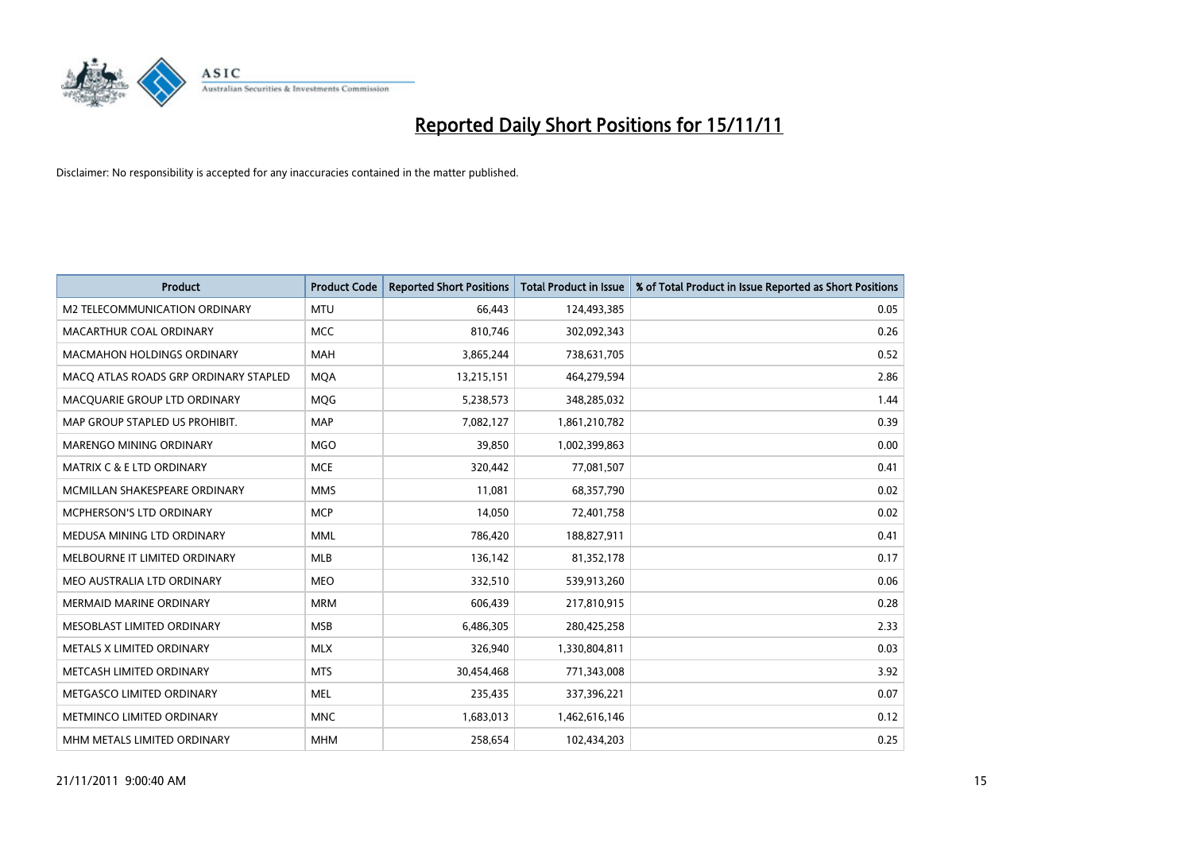# Reported Daily Short Positions for 15/11/11

Disclaimer: No responsibility is accepted for any inaccuracies contained in the matter published.

| Product | Product Code | Reported Short Positions | Total Product in Issue | % of Total Product in Issue Reported as Short Positions |
|---|---|---|---|---|
| M2 TELECOMMUNICATION ORDINARY | MTU | 66,443 | 124,493,385 | 0.05 |
| MACARTHUR COAL ORDINARY | MCC | 810,746 | 302,092,343 | 0.26 |
| MACMAHON HOLDINGS ORDINARY | MAH | 3,865,244 | 738,631,705 | 0.52 |
| MACQ ATLAS ROADS GRP ORDINARY STAPLED | MQA | 13,215,151 | 464,279,594 | 2.86 |
| MACQUARIE GROUP LTD ORDINARY | MQG | 5,238,573 | 348,285,032 | 1.44 |
| MAP GROUP STAPLED US PROHIBIT. | MAP | 7,082,127 | 1,861,210,782 | 0.39 |
| MARENGO MINING ORDINARY | MGO | 39,850 | 1,002,399,863 | 0.00 |
| MATRIX C & E LTD ORDINARY | MCE | 320,442 | 77,081,507 | 0.41 |
| MCMILLAN SHAKESPEARE ORDINARY | MMS | 11,081 | 68,357,790 | 0.02 |
| MCPHERSON'S LTD ORDINARY | MCP | 14,050 | 72,401,758 | 0.02 |
| MEDUSA MINING LTD ORDINARY | MML | 786,420 | 188,827,911 | 0.41 |
| MELBOURNE IT LIMITED ORDINARY | MLB | 136,142 | 81,352,178 | 0.17 |
| MEO AUSTRALIA LTD ORDINARY | MEO | 332,510 | 539,913,260 | 0.06 |
| MERMAID MARINE ORDINARY | MRM | 606,439 | 217,810,915 | 0.28 |
| MESOBLAST LIMITED ORDINARY | MSB | 6,486,305 | 280,425,258 | 2.33 |
| METALS X LIMITED ORDINARY | MLX | 326,940 | 1,330,804,811 | 0.03 |
| METCASH LIMITED ORDINARY | MTS | 30,454,468 | 771,343,008 | 3.92 |
| METGASCO LIMITED ORDINARY | MEL | 235,435 | 337,396,221 | 0.07 |
| METMINCO LIMITED ORDINARY | MNC | 1,683,013 | 1,462,616,146 | 0.12 |
| MHM METALS LIMITED ORDINARY | MHM | 258,654 | 102,434,203 | 0.25 |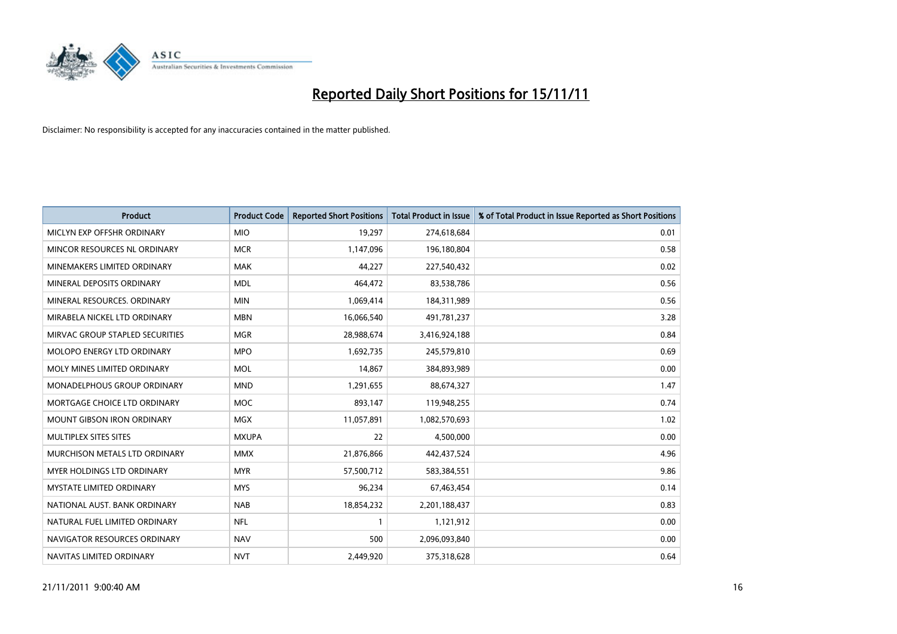# Reported Daily Short Positions for 15/11/11

Disclaimer: No responsibility is accepted for any inaccuracies contained in the matter published.

| Product | Product Code | Reported Short Positions | Total Product in Issue | % of Total Product in Issue Reported as Short Positions |
|---|---|---|---|---|
| MICLYN EXP OFFSHR ORDINARY | MIO | 19,297 | 274,618,684 | 0.01 |
| MINCOR RESOURCES NL ORDINARY | MCR | 1,147,096 | 196,180,804 | 0.58 |
| MINEMAKERS LIMITED ORDINARY | MAK | 44,227 | 227,540,432 | 0.02 |
| MINERAL DEPOSITS ORDINARY | MDL | 464,472 | 83,538,786 | 0.56 |
| MINERAL RESOURCES. ORDINARY | MIN | 1,069,414 | 184,311,989 | 0.56 |
| MIRABELA NICKEL LTD ORDINARY | MBN | 16,066,540 | 491,781,237 | 3.28 |
| MIRVAC GROUP STAPLED SECURITIES | MGR | 28,988,674 | 3,416,924,188 | 0.84 |
| MOLOPO ENERGY LTD ORDINARY | MPO | 1,692,735 | 245,579,810 | 0.69 |
| MOLY MINES LIMITED ORDINARY | MOL | 14,867 | 384,893,989 | 0.00 |
| MONADELPHOUS GROUP ORDINARY | MND | 1,291,655 | 88,674,327 | 1.47 |
| MORTGAGE CHOICE LTD ORDINARY | MOC | 893,147 | 119,948,255 | 0.74 |
| MOUNT GIBSON IRON ORDINARY | MGX | 11,057,891 | 1,082,570,693 | 1.02 |
| MULTIPLEX SITES SITES | MXUPA | 22 | 4,500,000 | 0.00 |
| MURCHISON METALS LTD ORDINARY | MMX | 21,876,866 | 442,437,524 | 4.96 |
| MYER HOLDINGS LTD ORDINARY | MYR | 57,500,712 | 583,384,551 | 9.86 |
| MYSTATE LIMITED ORDINARY | MYS | 96,234 | 67,463,454 | 0.14 |
| NATIONAL AUST. BANK ORDINARY | NAB | 18,854,232 | 2,201,188,437 | 0.83 |
| NATURAL FUEL LIMITED ORDINARY | NFL | 1 | 1,121,912 | 0.00 |
| NAVIGATOR RESOURCES ORDINARY | NAV | 500 | 2,096,093,840 | 0.00 |
| NAVITAS LIMITED ORDINARY | NVT | 2,449,920 | 375,318,628 | 0.64 |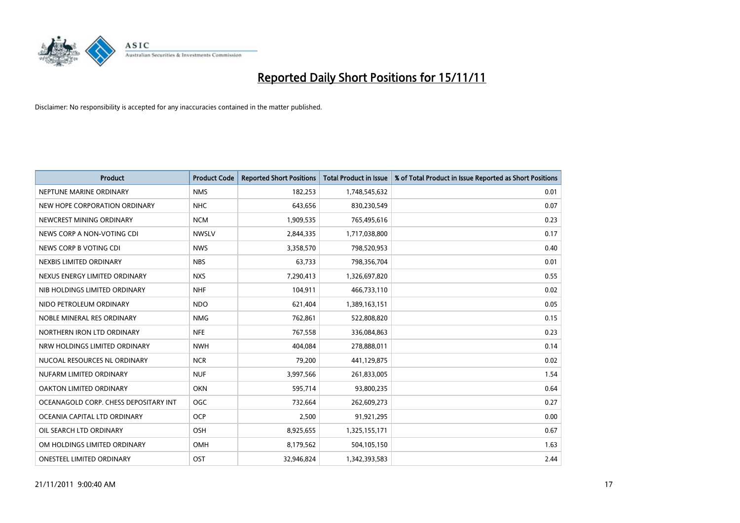# Reported Daily Short Positions for 15/11/11

Disclaimer: No responsibility is accepted for any inaccuracies contained in the matter published.

| Product | Product Code | Reported Short Positions | Total Product in Issue | % of Total Product in Issue Reported as Short Positions |
|---|---|---|---|---|
| NEPTUNE MARINE ORDINARY | NMS | 182,253 | 1,748,545,632 | 0.01 |
| NEW HOPE CORPORATION ORDINARY | NHC | 643,656 | 830,230,549 | 0.07 |
| NEWCREST MINING ORDINARY | NCM | 1,909,535 | 765,495,616 | 0.23 |
| NEWS CORP A NON-VOTING CDI | NWSLV | 2,844,335 | 1,717,038,800 | 0.17 |
| NEWS CORP B VOTING CDI | NWS | 3,358,570 | 798,520,953 | 0.40 |
| NEXBIS LIMITED ORDINARY | NBS | 63,733 | 798,356,704 | 0.01 |
| NEXUS ENERGY LIMITED ORDINARY | NXS | 7,290,413 | 1,326,697,820 | 0.55 |
| NIB HOLDINGS LIMITED ORDINARY | NHF | 104,911 | 466,733,110 | 0.02 |
| NIDO PETROLEUM ORDINARY | NDO | 621,404 | 1,389,163,151 | 0.05 |
| NOBLE MINERAL RES ORDINARY | NMG | 762,861 | 522,808,820 | 0.15 |
| NORTHERN IRON LTD ORDINARY | NFE | 767,558 | 336,084,863 | 0.23 |
| NRW HOLDINGS LIMITED ORDINARY | NWH | 404,084 | 278,888,011 | 0.14 |
| NUCOAL RESOURCES NL ORDINARY | NCR | 79,200 | 441,129,875 | 0.02 |
| NUFARM LIMITED ORDINARY | NUF | 3,997,566 | 261,833,005 | 1.54 |
| OAKTON LIMITED ORDINARY | OKN | 595,714 | 93,800,235 | 0.64 |
| OCEANAGOLD CORP. CHESS DEPOSITARY INT | OGC | 732,664 | 262,609,273 | 0.27 |
| OCEANIA CAPITAL LTD ORDINARY | OCP | 2,500 | 91,921,295 | 0.00 |
| OIL SEARCH LTD ORDINARY | OSH | 8,925,655 | 1,325,155,171 | 0.67 |
| OM HOLDINGS LIMITED ORDINARY | OMH | 8,179,562 | 504,105,150 | 1.63 |
| ONESTEEL LIMITED ORDINARY | OST | 32,946,824 | 1,342,393,583 | 2.44 |

21/11/2011 9:00:40 AM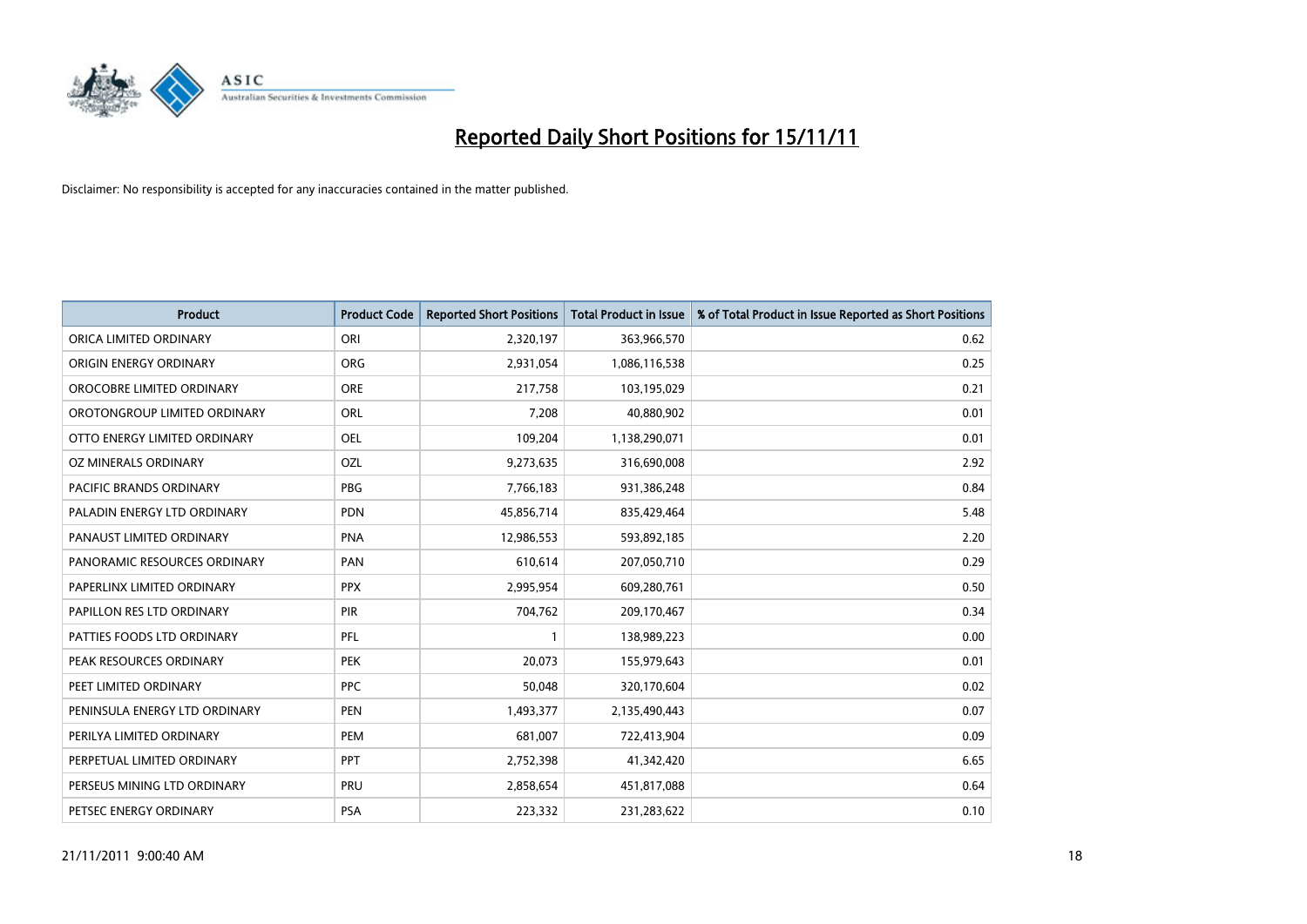# Reported Daily Short Positions for 15/11/11

Disclaimer: No responsibility is accepted for any inaccuracies contained in the matter published.

| Product | Product Code | Reported Short Positions | Total Product in Issue | % of Total Product in Issue Reported as Short Positions |
|---|---|---|---|---|
| ORICA LIMITED ORDINARY | ORI | 2,320,197 | 363,966,570 | 0.62 |
| ORIGIN ENERGY ORDINARY | ORG | 2,931,054 | 1,086,116,538 | 0.25 |
| OROCOBRE LIMITED ORDINARY | ORE | 217,758 | 103,195,029 | 0.21 |
| OROTONGROUP LIMITED ORDINARY | ORL | 7,208 | 40,880,902 | 0.01 |
| OTTO ENERGY LIMITED ORDINARY | OEL | 109,204 | 1,138,290,071 | 0.01 |
| OZ MINERALS ORDINARY | OZL | 9,273,635 | 316,690,008 | 2.92 |
| PACIFIC BRANDS ORDINARY | PBG | 7,766,183 | 931,386,248 | 0.84 |
| PALADIN ENERGY LTD ORDINARY | PDN | 45,856,714 | 835,429,464 | 5.48 |
| PANAUST LIMITED ORDINARY | PNA | 12,986,553 | 593,892,185 | 2.20 |
| PANORAMIC RESOURCES ORDINARY | PAN | 610,614 | 207,050,710 | 0.29 |
| PAPERLINX LIMITED ORDINARY | PPX | 2,995,954 | 609,280,761 | 0.50 |
| PAPILLON RES LTD ORDINARY | PIR | 704,762 | 209,170,467 | 0.34 |
| PATTIES FOODS LTD ORDINARY | PFL | 1 | 138,989,223 | 0.00 |
| PEAK RESOURCES ORDINARY | PEK | 20,073 | 155,979,643 | 0.01 |
| PEET LIMITED ORDINARY | PPC | 50,048 | 320,170,604 | 0.02 |
| PENINSULA ENERGY LTD ORDINARY | PEN | 1,493,377 | 2,135,490,443 | 0.07 |
| PERILYA LIMITED ORDINARY | PEM | 681,007 | 722,413,904 | 0.09 |
| PERPETUAL LIMITED ORDINARY | PPT | 2,752,398 | 41,342,420 | 6.65 |
| PERSEUS MINING LTD ORDINARY | PRU | 2,858,654 | 451,817,088 | 0.64 |
| PETSEC ENERGY ORDINARY | PSA | 223,332 | 231,283,622 | 0.10 |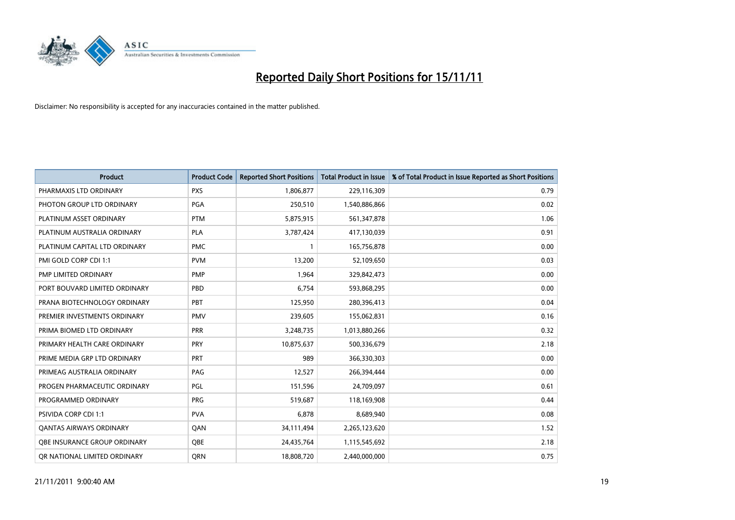# Reported Daily Short Positions for 15/11/11

Disclaimer: No responsibility is accepted for any inaccuracies contained in the matter published.

| Product | Product Code | Reported Short Positions | Total Product in Issue | % of Total Product in Issue Reported as Short Positions |
| --- | --- | --- | --- | --- |
| PHARMAXIS LTD ORDINARY | PXS | 1,806,877 | 229,116,309 | 0.79 |
| PHOTON GROUP LTD ORDINARY | PGA | 250,510 | 1,540,886,866 | 0.02 |
| PLATINUM ASSET ORDINARY | PTM | 5,875,915 | 561,347,878 | 1.06 |
| PLATINUM AUSTRALIA ORDINARY | PLA | 3,787,424 | 417,130,039 | 0.91 |
| PLATINUM CAPITAL LTD ORDINARY | PMC | 1 | 165,756,878 | 0.00 |
| PMI GOLD CORP CDI 1:1 | PVM | 13,200 | 52,109,650 | 0.03 |
| PMP LIMITED ORDINARY | PMP | 1,964 | 329,842,473 | 0.00 |
| PORT BOUVARD LIMITED ORDINARY | PBD | 6,754 | 593,868,295 | 0.00 |
| PRANA BIOTECHNOLOGY ORDINARY | PBT | 125,950 | 280,396,413 | 0.04 |
| PREMIER INVESTMENTS ORDINARY | PMV | 239,605 | 155,062,831 | 0.16 |
| PRIMA BIOMED LTD ORDINARY | PRR | 3,248,735 | 1,013,880,266 | 0.32 |
| PRIMARY HEALTH CARE ORDINARY | PRY | 10,875,637 | 500,336,679 | 2.18 |
| PRIME MEDIA GRP LTD ORDINARY | PRT | 989 | 366,330,303 | 0.00 |
| PRIMEAG AUSTRALIA ORDINARY | PAG | 12,527 | 266,394,444 | 0.00 |
| PROGEN PHARMACEUTIC ORDINARY | PGL | 151,596 | 24,709,097 | 0.61 |
| PROGRAMMED ORDINARY | PRG | 519,687 | 118,169,908 | 0.44 |
| PSIVIDA CORP CDI 1:1 | PVA | 6,878 | 8,689,940 | 0.08 |
| QANTAS AIRWAYS ORDINARY | QAN | 34,111,494 | 2,265,123,620 | 1.52 |
| QBE INSURANCE GROUP ORDINARY | QBE | 24,435,764 | 1,115,545,692 | 2.18 |
| QR NATIONAL LIMITED ORDINARY | QRN | 18,808,720 | 2,440,000,000 | 0.75 |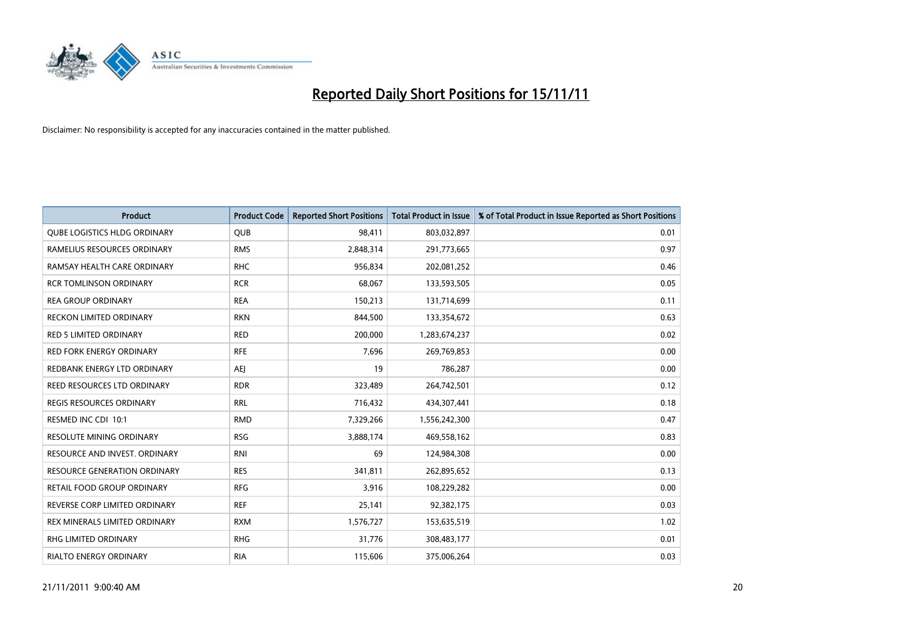# Reported Daily Short Positions for 15/11/11

Disclaimer: No responsibility is accepted for any inaccuracies contained in the matter published.

| Product | Product Code | Reported Short Positions | Total Product in Issue | % of Total Product in Issue Reported as Short Positions |
|---|---|---|---|---|
| QUBE LOGISTICS HLDG ORDINARY | QUB | 98,411 | 803,032,897 | 0.01 |
| RAMELIUS RESOURCES ORDINARY | RMS | 2,848,314 | 291,773,665 | 0.97 |
| RAMSAY HEALTH CARE ORDINARY | RHC | 956,834 | 202,081,252 | 0.46 |
| RCR TOMLINSON ORDINARY | RCR | 68,067 | 133,593,505 | 0.05 |
| REA GROUP ORDINARY | REA | 150,213 | 131,714,699 | 0.11 |
| RECKON LIMITED ORDINARY | RKN | 844,500 | 133,354,672 | 0.63 |
| RED 5 LIMITED ORDINARY | RED | 200,000 | 1,283,674,237 | 0.02 |
| RED FORK ENERGY ORDINARY | RFE | 7,696 | 269,769,853 | 0.00 |
| REDBANK ENERGY LTD ORDINARY | AEJ | 19 | 786,287 | 0.00 |
| REED RESOURCES LTD ORDINARY | RDR | 323,489 | 264,742,501 | 0.12 |
| REGIS RESOURCES ORDINARY | RRL | 716,432 | 434,307,441 | 0.18 |
| RESMED INC CDI 10:1 | RMD | 7,329,266 | 1,556,242,300 | 0.47 |
| RESOLUTE MINING ORDINARY | RSG | 3,888,174 | 469,558,162 | 0.83 |
| RESOURCE AND INVEST. ORDINARY | RNI | 69 | 124,984,308 | 0.00 |
| RESOURCE GENERATION ORDINARY | RES | 341,811 | 262,895,652 | 0.13 |
| RETAIL FOOD GROUP ORDINARY | RFG | 3,916 | 108,229,282 | 0.00 |
| REVERSE CORP LIMITED ORDINARY | REF | 25,141 | 92,382,175 | 0.03 |
| REX MINERALS LIMITED ORDINARY | RXM | 1,576,727 | 153,635,519 | 1.02 |
| RHG LIMITED ORDINARY | RHG | 31,776 | 308,483,177 | 0.01 |
| RIALTO ENERGY ORDINARY | RIA | 115,606 | 375,006,264 | 0.03 |

21/11/2011 9:00:40 AM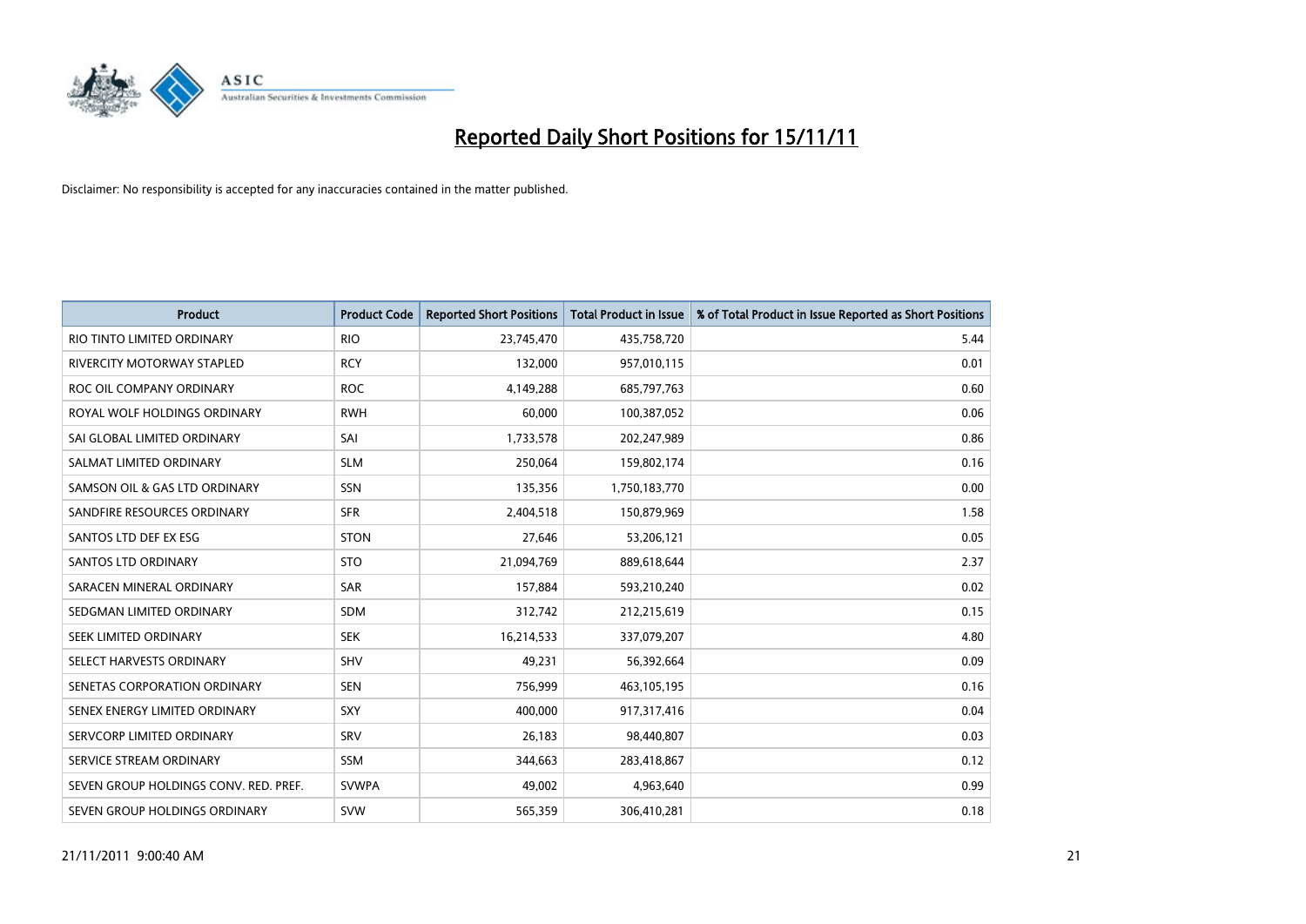# Reported Daily Short Positions for 15/11/11

Disclaimer: No responsibility is accepted for any inaccuracies contained in the matter published.

| Product | Product Code | Reported Short Positions | Total Product in Issue | % of Total Product in Issue Reported as Short Positions |
|---|---|---|---|---|
| RIO TINTO LIMITED ORDINARY | RIO | 23,745,470 | 435,758,720 | 5.44 |
| RIVERCITY MOTORWAY STAPLED | RCY | 132,000 | 957,010,115 | 0.01 |
| ROC OIL COMPANY ORDINARY | ROC | 4,149,288 | 685,797,763 | 0.60 |
| ROYAL WOLF HOLDINGS ORDINARY | RWH | 60,000 | 100,387,052 | 0.06 |
| SAI GLOBAL LIMITED ORDINARY | SAI | 1,733,578 | 202,247,989 | 0.86 |
| SALMAT LIMITED ORDINARY | SLM | 250,064 | 159,802,174 | 0.16 |
| SAMSON OIL & GAS LTD ORDINARY | SSN | 135,356 | 1,750,183,770 | 0.00 |
| SANDFIRE RESOURCES ORDINARY | SFR | 2,404,518 | 150,879,969 | 1.58 |
| SANTOS LTD DEF EX ESG | STON | 27,646 | 53,206,121 | 0.05 |
| SANTOS LTD ORDINARY | STO | 21,094,769 | 889,618,644 | 2.37 |
| SARACEN MINERAL ORDINARY | SAR | 157,884 | 593,210,240 | 0.02 |
| SEDGMAN LIMITED ORDINARY | SDM | 312,742 | 212,215,619 | 0.15 |
| SEEK LIMITED ORDINARY | SEK | 16,214,533 | 337,079,207 | 4.80 |
| SELECT HARVESTS ORDINARY | SHV | 49,231 | 56,392,664 | 0.09 |
| SENETAS CORPORATION ORDINARY | SEN | 756,999 | 463,105,195 | 0.16 |
| SENEX ENERGY LIMITED ORDINARY | SXY | 400,000 | 917,317,416 | 0.04 |
| SERVCORP LIMITED ORDINARY | SRV | 26,183 | 98,440,807 | 0.03 |
| SERVICE STREAM ORDINARY | SSM | 344,663 | 283,418,867 | 0.12 |
| SEVEN GROUP HOLDINGS CONV. RED. PREF. | SVWPA | 49,002 | 4,963,640 | 0.99 |
| SEVEN GROUP HOLDINGS ORDINARY | SVW | 565,359 | 306,410,281 | 0.18 |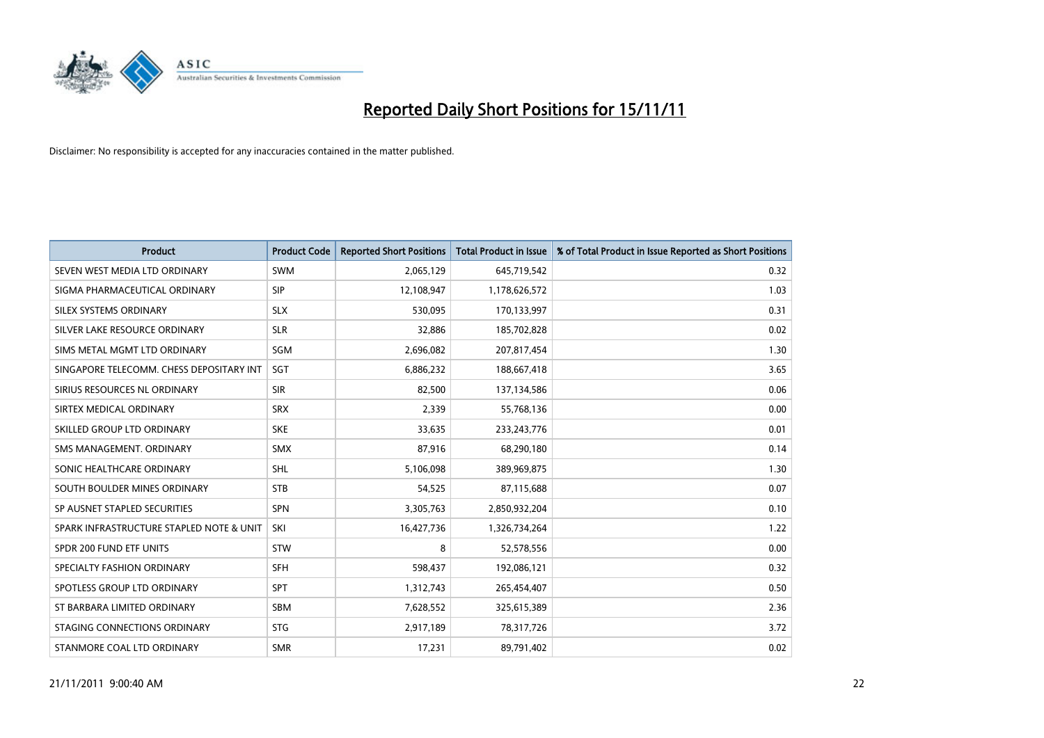# Reported Daily Short Positions for 15/11/11

Disclaimer: No responsibility is accepted for any inaccuracies contained in the matter published.

| Product | Product Code | Reported Short Positions | Total Product in Issue | % of Total Product in Issue Reported as Short Positions |
|---|---|---|---|---|
| SEVEN WEST MEDIA LTD ORDINARY | SWM | 2,065,129 | 645,719,542 | 0.32 |
| SIGMA PHARMACEUTICAL ORDINARY | SIP | 12,108,947 | 1,178,626,572 | 1.03 |
| SILEX SYSTEMS ORDINARY | SLX | 530,095 | 170,133,997 | 0.31 |
| SILVER LAKE RESOURCE ORDINARY | SLR | 32,886 | 185,702,828 | 0.02 |
| SIMS METAL MGMT LTD ORDINARY | SGM | 2,696,082 | 207,817,454 | 1.30 |
| SINGAPORE TELECOMM. CHESS DEPOSITARY INT | SGT | 6,886,232 | 188,667,418 | 3.65 |
| SIRIUS RESOURCES NL ORDINARY | SIR | 82,500 | 137,134,586 | 0.06 |
| SIRTEX MEDICAL ORDINARY | SRX | 2,339 | 55,768,136 | 0.00 |
| SKILLED GROUP LTD ORDINARY | SKE | 33,635 | 233,243,776 | 0.01 |
| SMS MANAGEMENT. ORDINARY | SMX | 87,916 | 68,290,180 | 0.14 |
| SONIC HEALTHCARE ORDINARY | SHL | 5,106,098 | 389,969,875 | 1.30 |
| SOUTH BOULDER MINES ORDINARY | STB | 54,525 | 87,115,688 | 0.07 |
| SP AUSNET STAPLED SECURITIES | SPN | 3,305,763 | 2,850,932,204 | 0.10 |
| SPARK INFRASTRUCTURE STAPLED NOTE & UNIT | SKI | 16,427,736 | 1,326,734,264 | 1.22 |
| SPDR 200 FUND ETF UNITS | STW | 8 | 52,578,556 | 0.00 |
| SPECIALTY FASHION ORDINARY | SFH | 598,437 | 192,086,121 | 0.32 |
| SPOTLESS GROUP LTD ORDINARY | SPT | 1,312,743 | 265,454,407 | 0.50 |
| ST BARBARA LIMITED ORDINARY | SBM | 7,628,552 | 325,615,389 | 2.36 |
| STAGING CONNECTIONS ORDINARY | STG | 2,917,189 | 78,317,726 | 3.72 |
| STANMORE COAL LTD ORDINARY | SMR | 17,231 | 89,791,402 | 0.02 |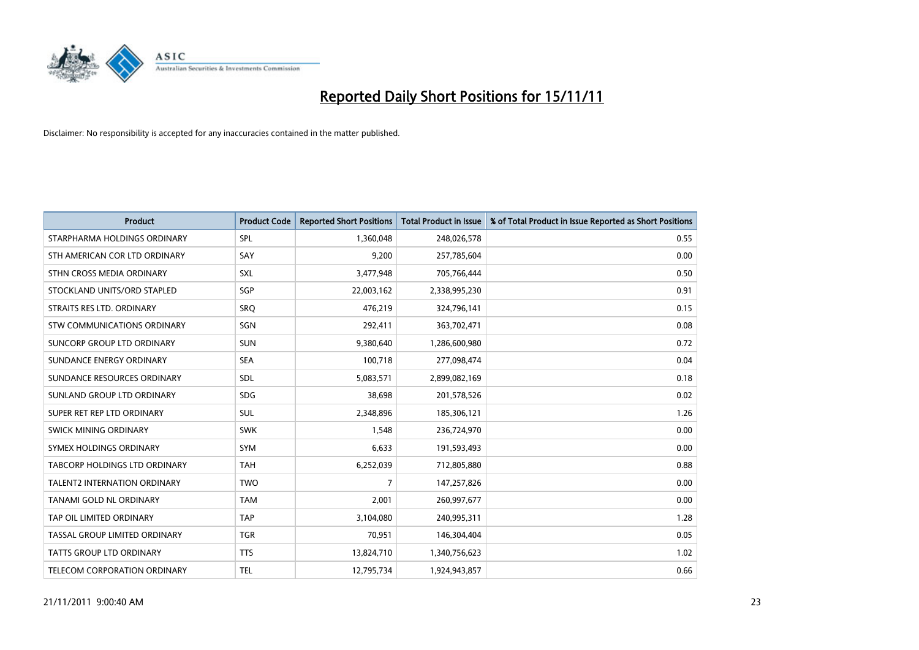# Reported Daily Short Positions for 15/11/11

Disclaimer: No responsibility is accepted for any inaccuracies contained in the matter published.

| Product | Product Code | Reported Short Positions | Total Product in Issue | % of Total Product in Issue Reported as Short Positions |
|---|---|---|---|---|
| STARPHARMA HOLDINGS ORDINARY | SPL | 1,360,048 | 248,026,578 | 0.55 |
| STH AMERICAN COR LTD ORDINARY | SAY | 9,200 | 257,785,604 | 0.00 |
| STHN CROSS MEDIA ORDINARY | SXL | 3,477,948 | 705,766,444 | 0.50 |
| STOCKLAND UNITS/ORD STAPLED | SGP | 22,003,162 | 2,338,995,230 | 0.91 |
| STRAITS RES LTD. ORDINARY | SRQ | 476,219 | 324,796,141 | 0.15 |
| STW COMMUNICATIONS ORDINARY | SGN | 292,411 | 363,702,471 | 0.08 |
| SUNCORP GROUP LTD ORDINARY | SUN | 9,380,640 | 1,286,600,980 | 0.72 |
| SUNDANCE ENERGY ORDINARY | SEA | 100,718 | 277,098,474 | 0.04 |
| SUNDANCE RESOURCES ORDINARY | SDL | 5,083,571 | 2,899,082,169 | 0.18 |
| SUNLAND GROUP LTD ORDINARY | SDG | 38,698 | 201,578,526 | 0.02 |
| SUPER RET REP LTD ORDINARY | SUL | 2,348,896 | 185,306,121 | 1.26 |
| SWICK MINING ORDINARY | SWK | 1,548 | 236,724,970 | 0.00 |
| SYMEX HOLDINGS ORDINARY | SYM | 6,633 | 191,593,493 | 0.00 |
| TABCORP HOLDINGS LTD ORDINARY | TAH | 6,252,039 | 712,805,880 | 0.88 |
| TALENT2 INTERNATION ORDINARY | TWO | 7 | 147,257,826 | 0.00 |
| TANAMI GOLD NL ORDINARY | TAM | 2,001 | 260,997,677 | 0.00 |
| TAP OIL LIMITED ORDINARY | TAP | 3,104,080 | 240,995,311 | 1.28 |
| TASSAL GROUP LIMITED ORDINARY | TGR | 70,951 | 146,304,404 | 0.05 |
| TATTS GROUP LTD ORDINARY | TTS | 13,824,710 | 1,340,756,623 | 1.02 |
| TELECOM CORPORATION ORDINARY | TEL | 12,795,734 | 1,924,943,857 | 0.66 |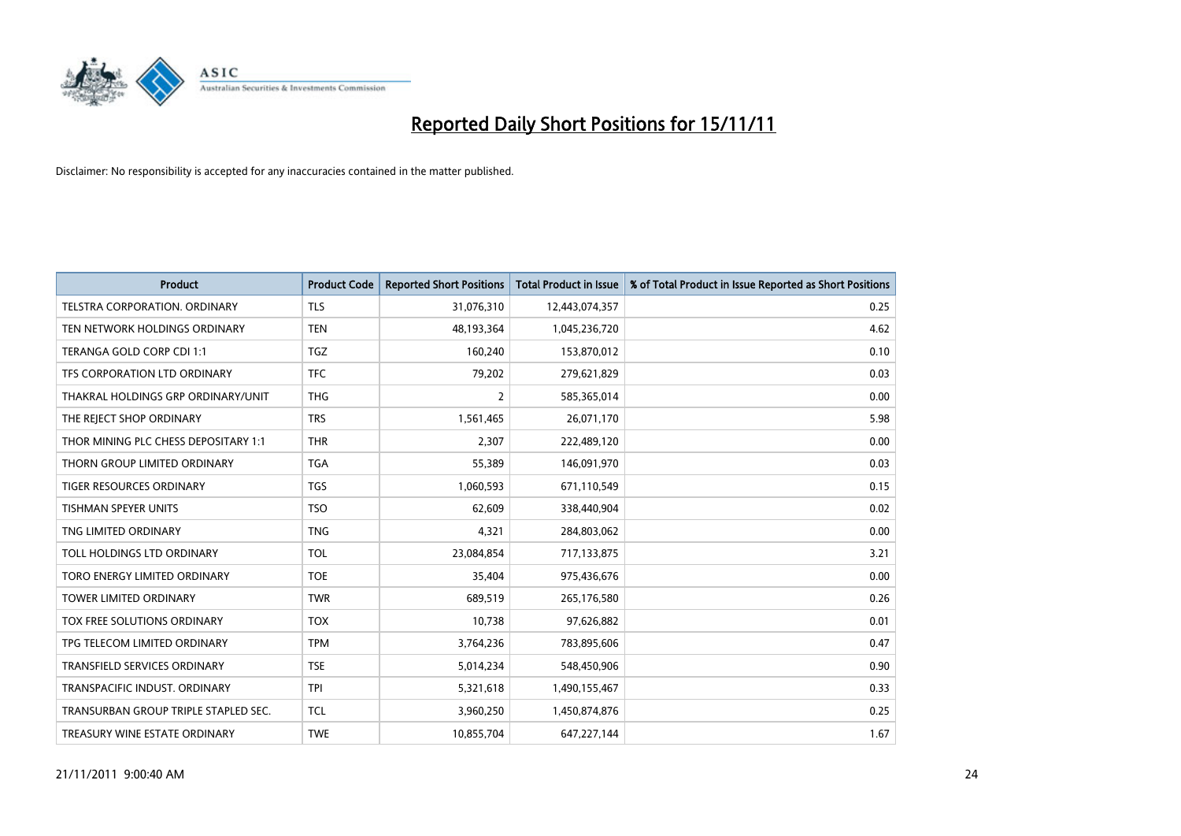# Reported Daily Short Positions for 15/11/11

Disclaimer: No responsibility is accepted for any inaccuracies contained in the matter published.

| Product | Product Code | Reported Short Positions | Total Product in Issue | % of Total Product in Issue Reported as Short Positions |
|---|---|---|---|---|
| TELSTRA CORPORATION. ORDINARY | TLS | 31,076,310 | 12,443,074,357 | 0.25 |
| TEN NETWORK HOLDINGS ORDINARY | TEN | 48,193,364 | 1,045,236,720 | 4.62 |
| TERANGA GOLD CORP CDI 1:1 | TGZ | 160,240 | 153,870,012 | 0.10 |
| TFS CORPORATION LTD ORDINARY | TFC | 79,202 | 279,621,829 | 0.03 |
| THAKRAL HOLDINGS GRP ORDINARY/UNIT | THG | 2 | 585,365,014 | 0.00 |
| THE REJECT SHOP ORDINARY | TRS | 1,561,465 | 26,071,170 | 5.98 |
| THOR MINING PLC CHESS DEPOSITARY 1:1 | THR | 2,307 | 222,489,120 | 0.00 |
| THORN GROUP LIMITED ORDINARY | TGA | 55,389 | 146,091,970 | 0.03 |
| TIGER RESOURCES ORDINARY | TGS | 1,060,593 | 671,110,549 | 0.15 |
| TISHMAN SPEYER UNITS | TSO | 62,609 | 338,440,904 | 0.02 |
| TNG LIMITED ORDINARY | TNG | 4,321 | 284,803,062 | 0.00 |
| TOLL HOLDINGS LTD ORDINARY | TOL | 23,084,854 | 717,133,875 | 3.21 |
| TORO ENERGY LIMITED ORDINARY | TOE | 35,404 | 975,436,676 | 0.00 |
| TOWER LIMITED ORDINARY | TWR | 689,519 | 265,176,580 | 0.26 |
| TOX FREE SOLUTIONS ORDINARY | TOX | 10,738 | 97,626,882 | 0.01 |
| TPG TELECOM LIMITED ORDINARY | TPM | 3,764,236 | 783,895,606 | 0.47 |
| TRANSFIELD SERVICES ORDINARY | TSE | 5,014,234 | 548,450,906 | 0.90 |
| TRANSPACIFIC INDUST. ORDINARY | TPI | 5,321,618 | 1,490,155,467 | 0.33 |
| TRANSURBAN GROUP TRIPLE STAPLED SEC. | TCL | 3,960,250 | 1,450,874,876 | 0.25 |
| TREASURY WINE ESTATE ORDINARY | TWE | 10,855,704 | 647,227,144 | 1.67 |

21/11/2011 9:00:40 AM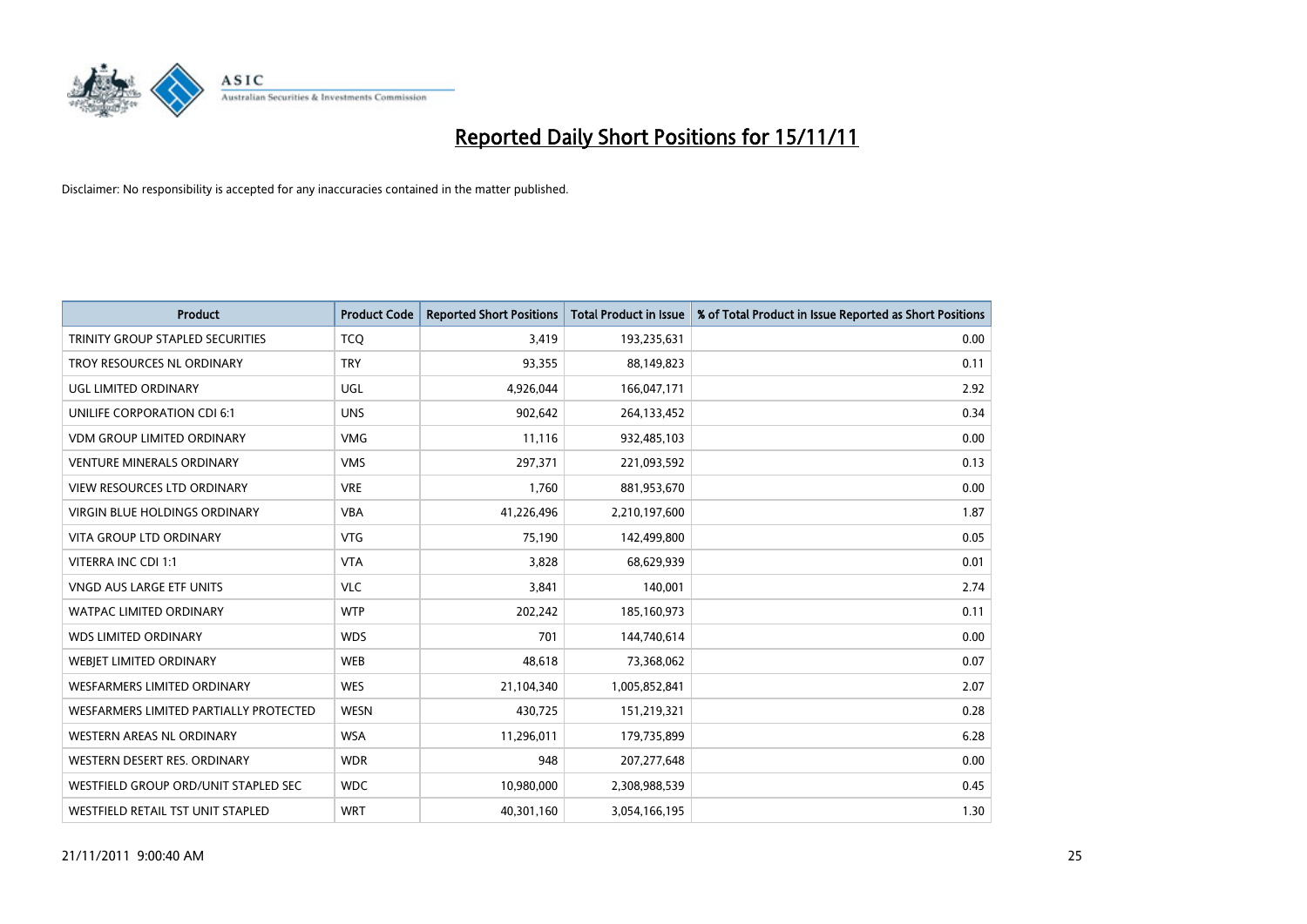# Reported Daily Short Positions for 15/11/11

Disclaimer: No responsibility is accepted for any inaccuracies contained in the matter published.

| Product | Product Code | Reported Short Positions | Total Product in Issue | % of Total Product in Issue Reported as Short Positions |
|---|---|---|---|---|
| TRINITY GROUP STAPLED SECURITIES | TCQ | 3,419 | 193,235,631 | 0.00 |
| TROY RESOURCES NL ORDINARY | TRY | 93,355 | 88,149,823 | 0.11 |
| UGL LIMITED ORDINARY | UGL | 4,926,044 | 166,047,171 | 2.92 |
| UNILIFE CORPORATION CDI 6:1 | UNS | 902,642 | 264,133,452 | 0.34 |
| VDM GROUP LIMITED ORDINARY | VMG | 11,116 | 932,485,103 | 0.00 |
| VENTURE MINERALS ORDINARY | VMS | 297,371 | 221,093,592 | 0.13 |
| VIEW RESOURCES LTD ORDINARY | VRE | 1,760 | 881,953,670 | 0.00 |
| VIRGIN BLUE HOLDINGS ORDINARY | VBA | 41,226,496 | 2,210,197,600 | 1.87 |
| VITA GROUP LTD ORDINARY | VTG | 75,190 | 142,499,800 | 0.05 |
| VITERRA INC CDI 1:1 | VTA | 3,828 | 68,629,939 | 0.01 |
| VNGD AUS LARGE ETF UNITS | VLC | 3,841 | 140,001 | 2.74 |
| WATPAC LIMITED ORDINARY | WTP | 202,242 | 185,160,973 | 0.11 |
| WDS LIMITED ORDINARY | WDS | 701 | 144,740,614 | 0.00 |
| WEBJET LIMITED ORDINARY | WEB | 48,618 | 73,368,062 | 0.07 |
| WESFARMERS LIMITED ORDINARY | WES | 21,104,340 | 1,005,852,841 | 2.07 |
| WESFARMERS LIMITED PARTIALLY PROTECTED | WESN | 430,725 | 151,219,321 | 0.28 |
| WESTERN AREAS NL ORDINARY | WSA | 11,296,011 | 179,735,899 | 6.28 |
| WESTERN DESERT RES. ORDINARY | WDR | 948 | 207,277,648 | 0.00 |
| WESTFIELD GROUP ORD/UNIT STAPLED SEC | WDC | 10,980,000 | 2,308,988,539 | 0.45 |
| WESTFIELD RETAIL TST UNIT STAPLED | WRT | 40,301,160 | 3,054,166,195 | 1.30 |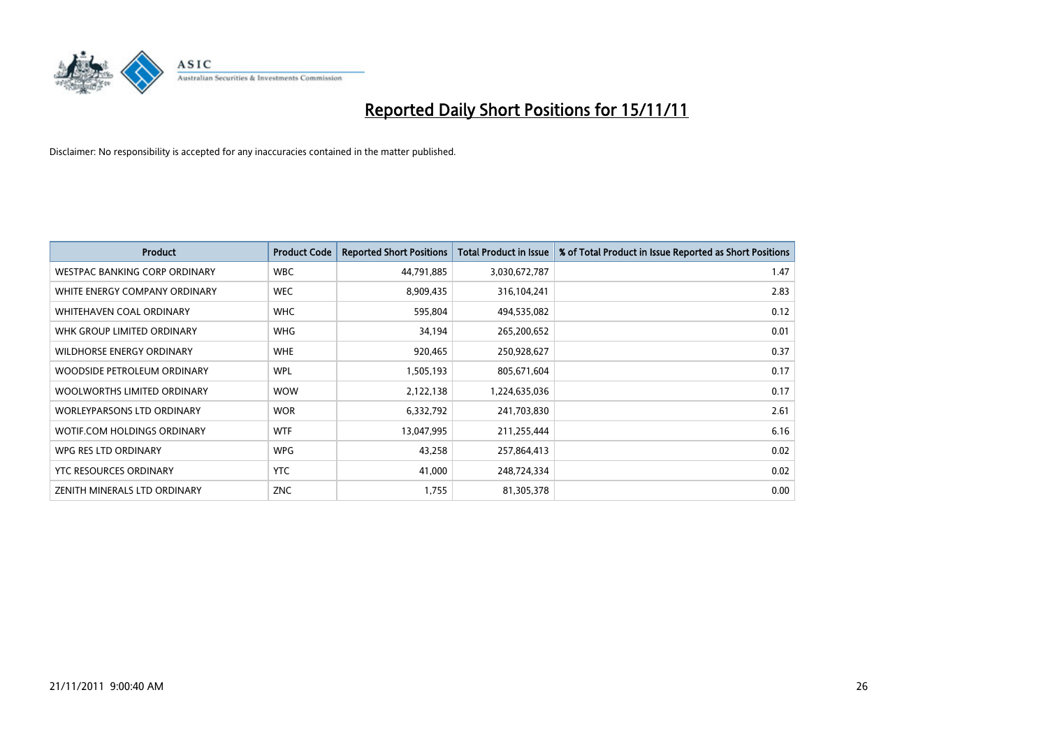# Reported Daily Short Positions for 15/11/11

Disclaimer: No responsibility is accepted for any inaccuracies contained in the matter published.

| Product | Product Code | Reported Short Positions | Total Product in Issue | % of Total Product in Issue Reported as Short Positions |
|---|---|---|---|---|
| WESTPAC BANKING CORP ORDINARY | WBC | 44,791,885 | 3,030,672,787 | 1.47 |
| WHITE ENERGY COMPANY ORDINARY | WEC | 8,909,435 | 316,104,241 | 2.83 |
| WHITEHAVEN COAL ORDINARY | WHC | 595,804 | 494,535,082 | 0.12 |
| WHK GROUP LIMITED ORDINARY | WHG | 34,194 | 265,200,652 | 0.01 |
| WILDHORSE ENERGY ORDINARY | WHE | 920,465 | 250,928,627 | 0.37 |
| WOODSIDE PETROLEUM ORDINARY | WPL | 1,505,193 | 805,671,604 | 0.17 |
| WOOLWORTHS LIMITED ORDINARY | WOW | 2,122,138 | 1,224,635,036 | 0.17 |
| WORLEYPARSONS LTD ORDINARY | WOR | 6,332,792 | 241,703,830 | 2.61 |
| WOTIF.COM HOLDINGS ORDINARY | WTF | 13,047,995 | 211,255,444 | 6.16 |
| WPG RES LTD ORDINARY | WPG | 43,258 | 257,864,413 | 0.02 |
| YTC RESOURCES ORDINARY | YTC | 41,000 | 248,724,334 | 0.02 |
| ZENITH MINERALS LTD ORDINARY | ZNC | 1,755 | 81,305,378 | 0.00 |